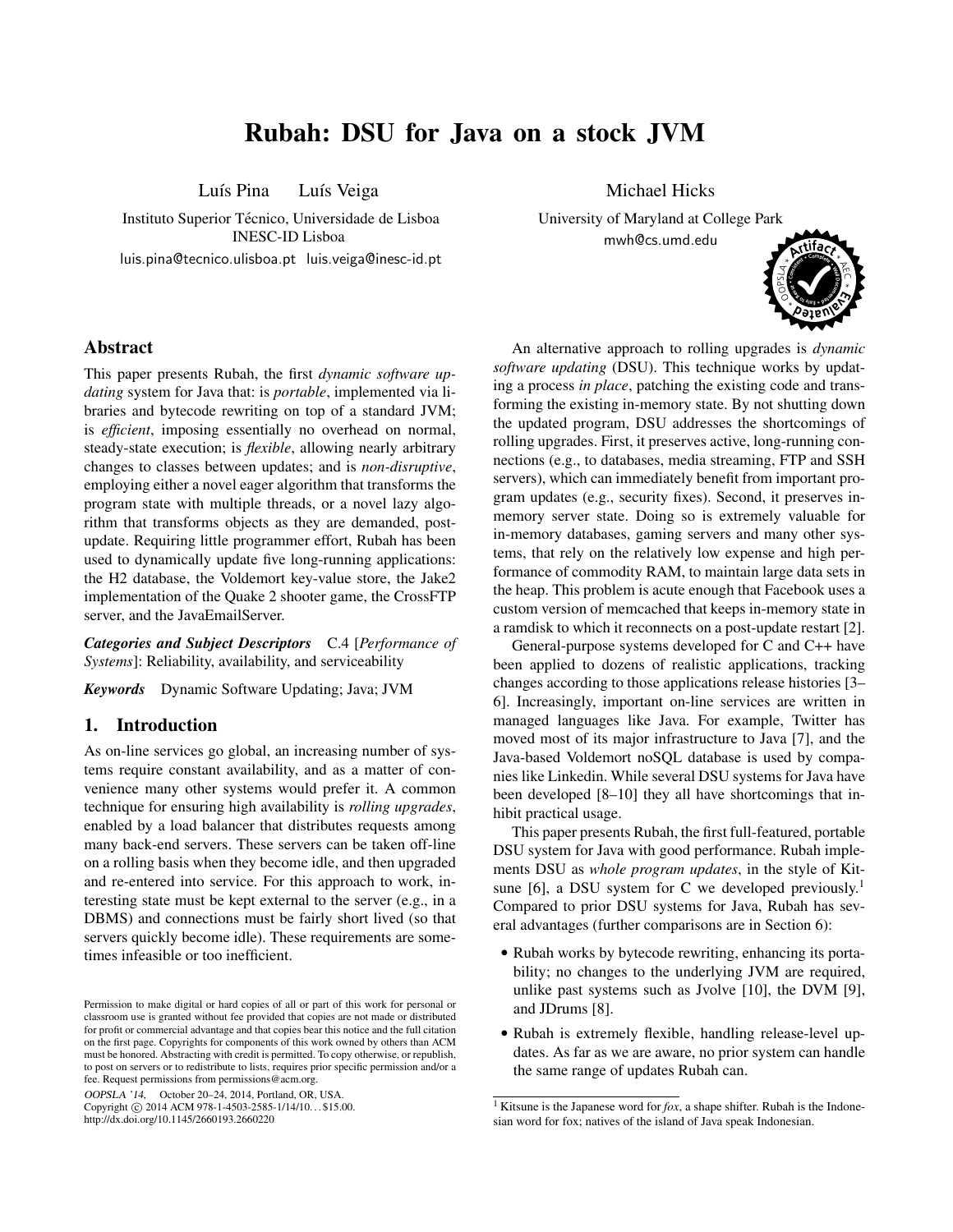# Rubah: DSU for Java on a stock JVM

Luís Pina  Luís Veiga

Instituto Superior Técnico, Universidade de Lisboa
INESC-ID Lisboa
luis.pina@tecnico.ulisboa.pt  luis.veiga@inesc-id.pt

Michael Hicks

University of Maryland at College Park
mwh@cs.umd.edu

## Abstract

This paper presents Rubah, the first *dynamic software updating* system for Java that: is *portable*, implemented via libraries and bytecode rewriting on top of a standard JVM; is *efficient*, imposing essentially no overhead on normal, steady-state execution; is *flexible*, allowing nearly arbitrary changes to classes between updates; and is *non-disruptive*, employing either a novel eager algorithm that transforms the program state with multiple threads, or a novel lazy algorithm that transforms objects as they are demanded, post-update. Requiring little programmer effort, Rubah has been used to dynamically update five long-running applications: the H2 database, the Voldemort key-value store, the Jake2 implementation of the Quake 2 shooter game, the CrossFTP server, and the JavaEmailServer.

***Categories and Subject Descriptors*** C.4 [*Performance of Systems*]: Reliability, availability, and serviceability

***Keywords*** Dynamic Software Updating; Java; JVM

## 1. Introduction

As on-line services go global, an increasing number of systems require constant availability, and as a matter of convenience many other systems would prefer it. A common technique for ensuring high availability is *rolling upgrades*, enabled by a load balancer that distributes requests among many back-end servers. These servers can be taken off-line on a rolling basis when they become idle, and then upgraded and re-entered into service. For this approach to work, interesting state must be kept external to the server (e.g., in a DBMS) and connections must be fairly short lived (so that servers quickly become idle). These requirements are sometimes infeasible or too inefficient.

An alternative approach to rolling upgrades is *dynamic software updating* (DSU). This technique works by updating a process *in place*, patching the existing code and transforming the existing in-memory state. By not shutting down the updated program, DSU addresses the shortcomings of rolling upgrades. First, it preserves active, long-running connections (e.g., to databases, media streaming, FTP and SSH servers), which can immediately benefit from important program updates (e.g., security fixes). Second, it preserves in-memory server state. Doing so is extremely valuable for in-memory databases, gaming servers and many other systems, that rely on the relatively low expense and high performance of commodity RAM, to maintain large data sets in the heap. This problem is acute enough that Facebook uses a custom version of memcached that keeps in-memory state in a ramdisk to which it reconnects on a post-update restart [2].

General-purpose systems developed for C and C++ have been applied to dozens of realistic applications, tracking changes according to those applications release histories [3–6]. Increasingly, important on-line services are written in managed languages like Java. For example, Twitter has moved most of its major infrastructure to Java [7], and the Java-based Voldemort noSQL database is used by companies like Linkedin. While several DSU systems for Java have been developed [8–10] they all have shortcomings that inhibit practical usage.

This paper presents Rubah, the first full-featured, portable DSU system for Java with good performance. Rubah implements DSU as *whole program updates*, in the style of Kitsune [6], a DSU system for C we developed previously.[1] Compared to prior DSU systems for Java, Rubah has several advantages (further comparisons are in Section 6):

- Rubah works by bytecode rewriting, enhancing its portability; no changes to the underlying JVM are required, unlike past systems such as Jvolve [10], the DVM [9], and JDrums [8].
- Rubah is extremely flexible, handling release-level updates. As far as we are aware, no prior system can handle the same range of updates Rubah can.

Permission to make digital or hard copies of all or part of this work for personal or classroom use is granted without fee provided that copies are not made or distributed for profit or commercial advantage and that copies bear this notice and the full citation on the first page. Copyrights for components of this work owned by others than ACM must be honored. Abstracting with credit is permitted. To copy otherwise, or republish, to post on servers or to redistribute to lists, requires prior specific permission and/or a fee. Request permissions from permissions@acm.org.

*OOPSLA '14*, October 20–24, 2014, Portland, OR, USA.
Copyright © 2014 ACM 978-1-4503-2585-1/14/10…$15.00.
http://dx.doi.org/10.1145/2660193.2660220

[1] Kitsune is the Japanese word for *fox*, a shape shifter. Rubah is the Indonesian word for fox; natives of the island of Java speak Indonesian.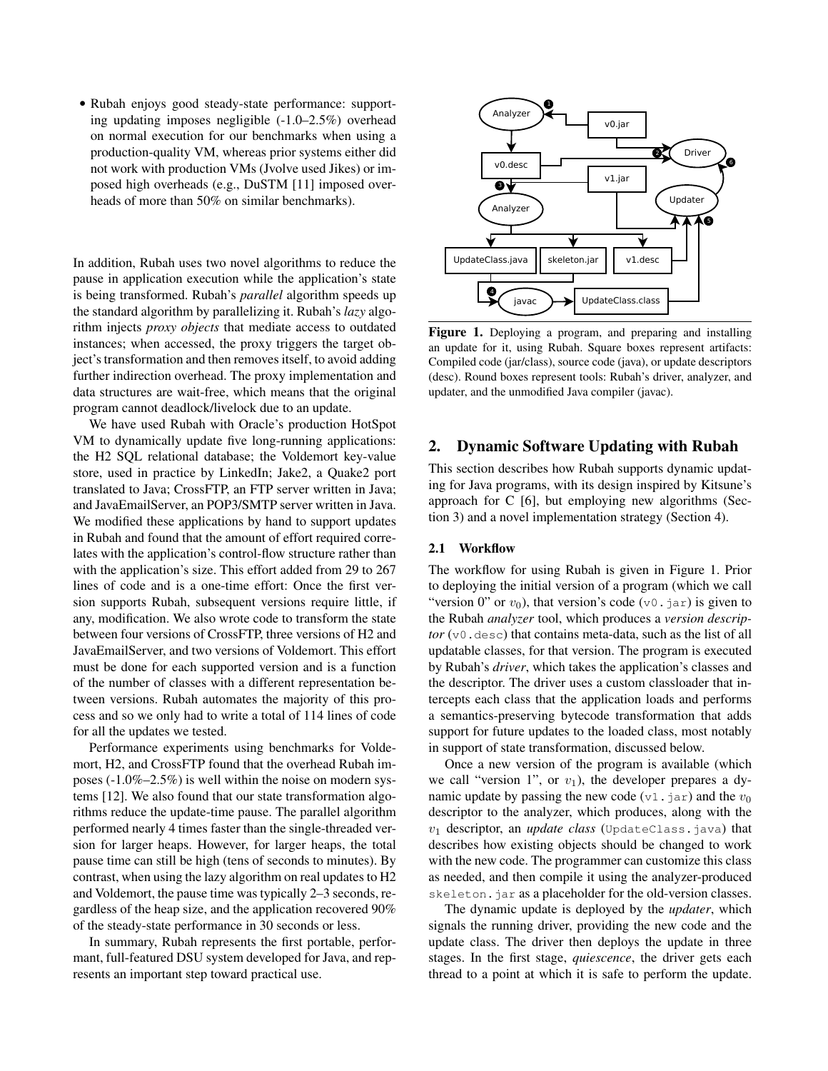- Rubah enjoys good steady-state performance: supporting updating imposes negligible (-1.0–2.5%) overhead on normal execution for our benchmarks when using a production-quality VM, whereas prior systems either did not work with production VMs (Jvolve used Jikes) or imposed high overheads (e.g., DuSTM [11] imposed overheads of more than 50% on similar benchmarks).

In addition, Rubah uses two novel algorithms to reduce the pause in application execution while the application's state is being transformed. Rubah's *parallel* algorithm speeds up the standard algorithm by parallelizing it. Rubah's *lazy* algorithm injects *proxy objects* that mediate access to outdated instances; when accessed, the proxy triggers the target object's transformation and then removes itself, to avoid adding further indirection overhead. The proxy implementation and data structures are wait-free, which means that the original program cannot deadlock/livelock due to an update.

We have used Rubah with Oracle's production HotSpot VM to dynamically update five long-running applications: the H2 SQL relational database; the Voldemort key-value store, used in practice by LinkedIn; Jake2, a Quake2 port translated to Java; CrossFTP, an FTP server written in Java; and JavaEmailServer, an POP3/SMTP server written in Java. We modified these applications by hand to support updates in Rubah and found that the amount of effort required correlates with the application's control-flow structure rather than with the application's size. This effort added from 29 to 267 lines of code and is a one-time effort: Once the first version supports Rubah, subsequent versions require little, if any, modification. We also wrote code to transform the state between four versions of CrossFTP, three versions of H2 and JavaEmailServer, and two versions of Voldemort. This effort must be done for each supported version and is a function of the number of classes with a different representation between versions. Rubah automates the majority of this process and so we only had to write a total of 114 lines of code for all the updates we tested.

Performance experiments using benchmarks for Voldemort, H2, and CrossFTP found that the overhead Rubah imposes (-1.0%–2.5%) is well within the noise on modern systems [12]. We also found that our state transformation algorithms reduce the update-time pause. The parallel algorithm performed nearly 4 times faster than the single-threaded version for larger heaps. However, for larger heaps, the total pause time can still be high (tens of seconds to minutes). By contrast, when using the lazy algorithm on real updates to H2 and Voldemort, the pause time was typically 2–3 seconds, regardless of the heap size, and the application recovered 90% of the steady-state performance in 30 seconds or less.

In summary, Rubah represents the first portable, performant, full-featured DSU system developed for Java, and represents an important step toward practical use.

**Figure 1.** Deploying a program, and preparing and installing an update for it, using Rubah. Square boxes represent artifacts: Compiled code (jar/class), source code (java), or update descriptors (desc). Round boxes represent tools: Rubah's driver, analyzer, and updater, and the unmodified Java compiler (javac).

## 2. Dynamic Software Updating with Rubah

This section describes how Rubah supports dynamic updating for Java programs, with its design inspired by Kitsune's approach for C [6], but employing new algorithms (Section 3) and a novel implementation strategy (Section 4).

### 2.1 Workflow

The workflow for using Rubah is given in Figure 1. Prior to deploying the initial version of a program (which we call "version 0" or $v_0$), that version's code (`v0.jar`) is given to the Rubah *analyzer* tool, which produces a *version descriptor* (`v0.desc`) that contains meta-data, such as the list of all updatable classes, for that version. The program is executed by Rubah's *driver*, which takes the application's classes and the descriptor. The driver uses a custom classloader that intercepts each class that the application loads and performs a semantics-preserving bytecode transformation that adds support for future updates to the loaded class, most notably in support of state transformation, discussed below.

Once a new version of the program is available (which we call "version 1", or $v_1$), the developer prepares a dynamic update by passing the new code (`v1.jar`) and the $v_0$ descriptor to the analyzer, which produces, along with the $v_1$ descriptor, an *update class* (`UpdateClass.java`) that describes how existing objects should be changed to work with the new code. The programmer can customize this class as needed, and then compile it using the analyzer-produced `skeleton.jar` as a placeholder for the old-version classes.

The dynamic update is deployed by the *updater*, which signals the running driver, providing the new code and the update class. The driver then deploys the update in three stages. In the first stage, *quiescence*, the driver gets each thread to a point at which it is safe to perform the update.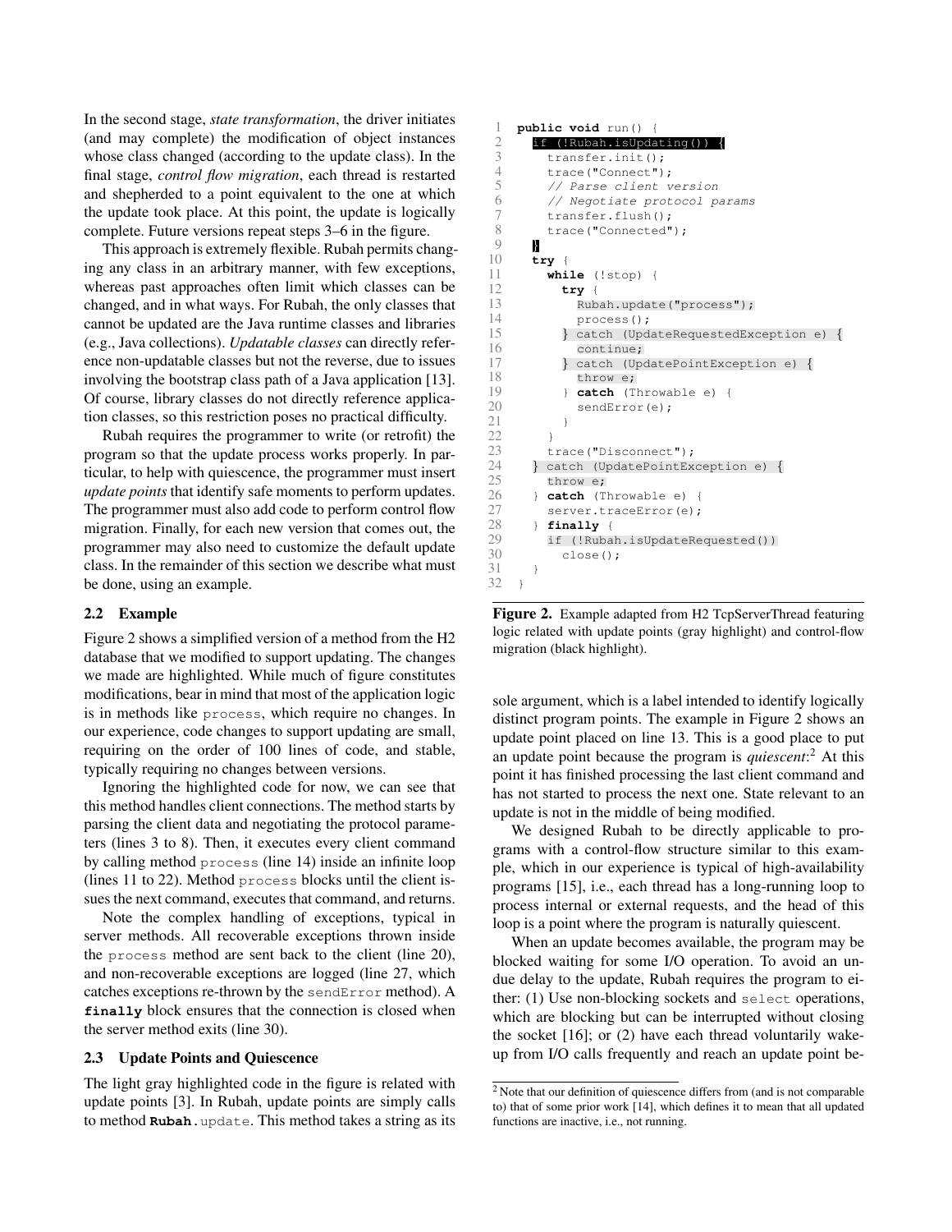In the second stage, *state transformation*, the driver initiates (and may complete) the modification of object instances whose class changed (according to the update class). In the final stage, *control flow migration*, each thread is restarted and shepherded to a point equivalent to the one at which the update took place. At this point, the update is logically complete. Future versions repeat steps 3–6 in the figure.

This approach is extremely flexible. Rubah permits changing any class in an arbitrary manner, with few exceptions, whereas past approaches often limit which classes can be changed, and in what ways. For Rubah, the only classes that cannot be updated are the Java runtime classes and libraries (e.g., Java collections). *Updatable classes* can directly reference non-updatable classes but not the reverse, due to issues involving the bootstrap class path of a Java application [13]. Of course, library classes do not directly reference application classes, so this restriction poses no practical difficulty.

Rubah requires the programmer to write (or retrofit) the program so that the update process works properly. In particular, to help with quiescence, the programmer must insert *update points* that identify safe moments to perform updates. The programmer must also add code to perform control flow migration. Finally, for each new version that comes out, the programmer may also need to customize the default update class. In the remainder of this section we describe what must be done, using an example.

### 2.2 Example

Figure 2 shows a simplified version of a method from the H2 database that we modified to support updating. The changes we made are highlighted. While much of figure constitutes modifications, bear in mind that most of the application logic is in methods like `process`, which require no changes. In our experience, code changes to support updating are small, requiring on the order of 100 lines of code, and stable, typically requiring no changes between versions.

Ignoring the highlighted code for now, we can see that this method handles client connections. The method starts by parsing the client data and negotiating the protocol parameters (lines 3 to 8). Then, it executes every client command by calling method `process` (line 14) inside an infinite loop (lines 11 to 22). Method `process` blocks until the client issues the next command, executes that command, and returns.

Note the complex handling of exceptions, typical in server methods. All recoverable exceptions thrown inside the `process` method are sent back to the client (line 20), and non-recoverable exceptions are logged (line 27, which catches exceptions re-thrown by the `sendError` method). A **`finally`** block ensures that the connection is closed when the server method exits (line 30).

### 2.3 Update Points and Quiescence

The light gray highlighted code in the figure is related with update points [3]. In Rubah, update points are simply calls to method **`Rubah`**`.update`. This method takes a string as its sole argument, which is a label intended to identify logically distinct program points. The example in Figure 2 shows an update point placed on line 13. This is a good place to put an update point because the program is *quiescent*:[2] At this point it has finished processing the last client command and has not started to process the next one. State relevant to an update is not in the middle of being modified.

```
1  public void run() {
2    if (!Rubah.isUpdating()) {
3      transfer.init();
4      trace("Connect");
5      // Parse client version
6      // Negotiate protocol params
7      transfer.flush();
8      trace("Connected");
9    }
10   try {
11     while (!stop) {
12       try {
13         Rubah.update("process");
14         process();
15       } catch (UpdateRequestedException e) {
16         continue;
17       } catch (UpdatePointException e) {
18         throw e;
19       } catch (Throwable e) {
20         sendError(e);
21       }
22     }
23     trace("Disconnect");
24   } catch (UpdatePointException e) {
25     throw e;
26   } catch (Throwable e) {
27     server.traceError(e);
28   } finally {
29     if (!Rubah.isUpdateRequested())
30       close();
31   }
32 }
```

**Figure 2.** Example adapted from H2 TcpServerThread featuring logic related with update points (gray highlight) and control-flow migration (black highlight).

We designed Rubah to be directly applicable to programs with a control-flow structure similar to this example, which in our experience is typical of high-availability programs [15], i.e., each thread has a long-running loop to process internal or external requests, and the head of this loop is a point where the program is naturally quiescent.

When an update becomes available, the program may be blocked waiting for some I/O operation. To avoid an undue delay to the update, Rubah requires the program to either: (1) Use non-blocking sockets and `select` operations, which are blocking but can be interrupted without closing the socket [16]; or (2) have each thread voluntarily wake-up from I/O calls frequently and reach an update point be-

[2] Note that our definition of quiescence differs from (and is not comparable to) that of some prior work [14], which defines it to mean that all updated functions are inactive, i.e., not running.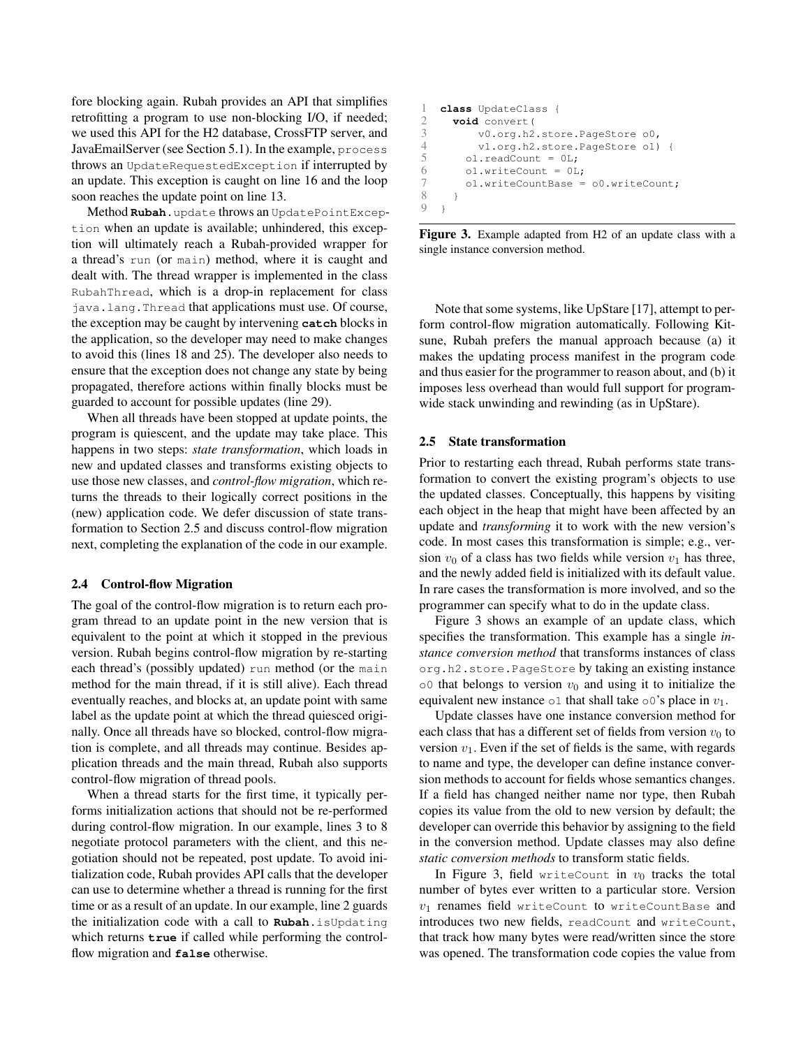fore blocking again. Rubah provides an API that simplifies retrofitting a program to use non-blocking I/O, if needed; we used this API for the H2 database, CrossFTP server, and JavaEmailServer (see Section 5.1). In the example, `process` throws an `UpdateRequestedException` if interrupted by an update. This exception is caught on line 16 and the loop soon reaches the update point on line 13.

Method **Rubah**.`update` throws an `UpdatePointException` when an update is available; unhindered, this exception will ultimately reach a Rubah-provided wrapper for a thread's `run` (or `main`) method, where it is caught and dealt with. The thread wrapper is implemented in the class `RubahThread`, which is a drop-in replacement for class `java.lang.Thread` that applications must use. Of course, the exception may be caught by intervening **catch** blocks in the application, so the developer may need to make changes to avoid this (lines 18 and 25). The developer also needs to ensure that the exception does not change any state by being propagated, therefore actions within finally blocks must be guarded to account for possible updates (line 29).

When all threads have been stopped at update points, the program is quiescent, and the update may take place. This happens in two steps: *state transformation*, which loads in new and updated classes and transforms existing objects to use those new classes, and *control-flow migration*, which returns the threads to their logically correct positions in the (new) application code. We defer discussion of state transformation to Section 2.5 and discuss control-flow migration next, completing the explanation of the code in our example.

### 2.4 Control-flow Migration

The goal of the control-flow migration is to return each program thread to an update point in the new version that is equivalent to the point at which it stopped in the previous version. Rubah begins control-flow migration by re-starting each thread's (possibly updated) `run` method (or the `main` method for the main thread, if it is still alive). Each thread eventually reaches, and blocks at, an update point with same label as the update point at which the thread quiesced originally. Once all threads have so blocked, control-flow migration is complete, and all threads may continue. Besides application threads and the main thread, Rubah also supports control-flow migration of thread pools.

When a thread starts for the first time, it typically performs initialization actions that should not be re-performed during control-flow migration. In our example, lines 3 to 8 negotiate protocol parameters with the client, and this negotiation should not be repeated, post update. To avoid initialization code, Rubah provides API calls that the developer can use to determine whether a thread is running for the first time or as a result of an update. In our example, line 2 guards the initialization code with a call to **Rubah**.`isUpdating` which returns **true** if called while performing the control-flow migration and **false** otherwise.

```
1  class UpdateClass {
2    void convert(
3        v0.org.h2.store.PageStore o0,
4        v1.org.h2.store.PageStore o1) {
5      o1.readCount = 0L;
6      o1.writeCount = 0L;
7      o1.writeCountBase = o0.writeCount;
8    }
9  }
```

**Figure 3.** Example adapted from H2 of an update class with a single instance conversion method.

Note that some systems, like UpStare [17], attempt to perform control-flow migration automatically. Following Kitsune, Rubah prefers the manual approach because (a) it makes the updating process manifest in the program code and thus easier for the programmer to reason about, and (b) it imposes less overhead than would full support for program-wide stack unwinding and rewinding (as in UpStare).

### 2.5 State transformation

Prior to restarting each thread, Rubah performs state transformation to convert the existing program's objects to use the updated classes. Conceptually, this happens by visiting each object in the heap that might have been affected by an update and *transforming* it to work with the new version's code. In most cases this transformation is simple; e.g., version $v_0$ of a class has two fields while version $v_1$ has three, and the newly added field is initialized with its default value. In rare cases the transformation is more involved, and so the programmer can specify what to do in the update class.

Figure 3 shows an example of an update class, which specifies the transformation. This example has a single *instance conversion method* that transforms instances of class `org.h2.store.PageStore` by taking an existing instance `o0` that belongs to version $v_0$ and using it to initialize the equivalent new instance `o1` that shall take `o0`'s place in $v_1$.

Update classes have one instance conversion method for each class that has a different set of fields from version $v_0$ to version $v_1$. Even if the set of fields is the same, with regards to name and type, the developer can define instance conversion methods to account for fields whose semantics changes. If a field has changed neither name nor type, then Rubah copies its value from the old to new version by default; the developer can override this behavior by assigning to the field in the conversion method. Update classes may also define *static conversion methods* to transform static fields.

In Figure 3, field `writeCount` in $v_0$ tracks the total number of bytes ever written to a particular store. Version $v_1$ renames field `writeCount` to `writeCountBase` and introduces two new fields, `readCount` and `writeCount`, that track how many bytes were read/written since the store was opened. The transformation code copies the value from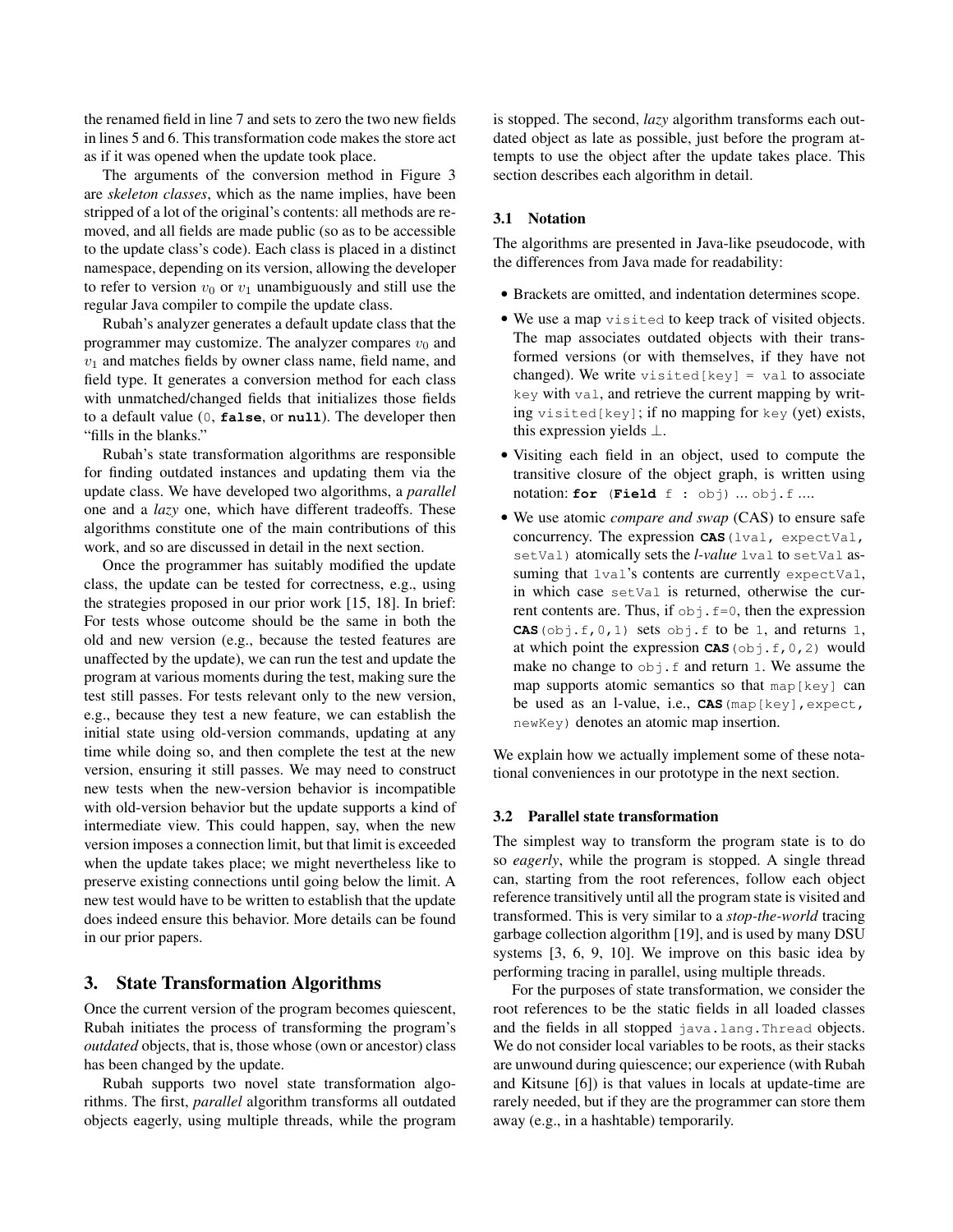the renamed field in line 7 and sets to zero the two new fields in lines 5 and 6. This transformation code makes the store act as if it was opened when the update took place.

The arguments of the conversion method in Figure 3 are *skeleton classes*, which as the name implies, have been stripped of a lot of the original's contents: all methods are removed, and all fields are made public (so as to be accessible to the update class's code). Each class is placed in a distinct namespace, depending on its version, allowing the developer to refer to version $v_0$ or $v_1$ unambiguously and still use the regular Java compiler to compile the update class.

Rubah's analyzer generates a default update class that the programmer may customize. The analyzer compares $v_0$ and $v_1$ and matches fields by owner class name, field name, and field type. It generates a conversion method for each class with unmatched/changed fields that initializes those fields to a default value (`0`, **`false`**, or **`null`**). The developer then "fills in the blanks."

Rubah's state transformation algorithms are responsible for finding outdated instances and updating them via the update class. We have developed two algorithms, a *parallel* one and a *lazy* one, which have different tradeoffs. These algorithms constitute one of the main contributions of this work, and so are discussed in detail in the next section.

Once the programmer has suitably modified the update class, the update can be tested for correctness, e.g., using the strategies proposed in our prior work [15, 18]. In brief: For tests whose outcome should be the same in both the old and new version (e.g., because the tested features are unaffected by the update), we can run the test and update the program at various moments during the test, making sure the test still passes. For tests relevant only to the new version, e.g., because they test a new feature, we can establish the initial state using old-version commands, updating at any time while doing so, and then complete the test at the new version, ensuring it still passes. We may need to construct new tests when the new-version behavior is incompatible with old-version behavior but the update supports a kind of intermediate view. This could happen, say, when the new version imposes a connection limit, but that limit is exceeded when the update takes place; we might nevertheless like to preserve existing connections until going below the limit. A new test would have to be written to establish that the update does indeed ensure this behavior. More details can be found in our prior papers.

## 3. State Transformation Algorithms

Once the current version of the program becomes quiescent, Rubah initiates the process of transforming the program's *outdated* objects, that is, those whose (own or ancestor) class has been changed by the update.

Rubah supports two novel state transformation algorithms. The first, *parallel* algorithm transforms all outdated objects eagerly, using multiple threads, while the program is stopped. The second, *lazy* algorithm transforms each outdated object as late as possible, just before the program attempts to use the object after the update takes place. This section describes each algorithm in detail.

### 3.1 Notation

The algorithms are presented in Java-like pseudocode, with the differences from Java made for readability:

- Brackets are omitted, and indentation determines scope.
- We use a map `visited` to keep track of visited objects. The map associates outdated objects with their transformed versions (or with themselves, if they have not changed). We write `visited[key] = val` to associate `key` with `val`, and retrieve the current mapping by writing `visited[key]`; if no mapping for `key` (yet) exists, this expression yields $\perp$.
- Visiting each field in an object, used to compute the transitive closure of the object graph, is written using notation: **`for`** `(`**`Field`** `f : obj)` ... `obj.f` ....
- We use atomic *compare and swap* (CAS) to ensure safe concurrency. The expression **`CAS`**`(lval, expectVal, setVal)` atomically sets the *l-value* `lval` to `setVal` assuming that `lval`'s contents are currently `expectVal`, in which case `setVal` is returned, otherwise the current contents are. Thus, if `obj.f=0`, then the expression **`CAS`**`(obj.f,0,1)` sets `obj.f` to be `1`, and returns `1`, at which point the expression **`CAS`**`(obj.f,0,2)` would make no change to `obj.f` and return `1`. We assume the map supports atomic semantics so that `map[key]` can be used as an l-value, i.e., **`CAS`**`(map[key],expect, newKey)` denotes an atomic map insertion.

We explain how we actually implement some of these notational conveniences in our prototype in the next section.

### 3.2 Parallel state transformation

The simplest way to transform the program state is to do so *eagerly*, while the program is stopped. A single thread can, starting from the root references, follow each object reference transitively until all the program state is visited and transformed. This is very similar to a *stop-the-world* tracing garbage collection algorithm [19], and is used by many DSU systems [3, 6, 9, 10]. We improve on this basic idea by performing tracing in parallel, using multiple threads.

For the purposes of state transformation, we consider the root references to be the static fields in all loaded classes and the fields in all stopped `java.lang.Thread` objects. We do not consider local variables to be roots, as their stacks are unwound during quiescence; our experience (with Rubah and Kitsune [6]) is that values in locals at update-time are rarely needed, but if they are the programmer can store them away (e.g., in a hashtable) temporarily.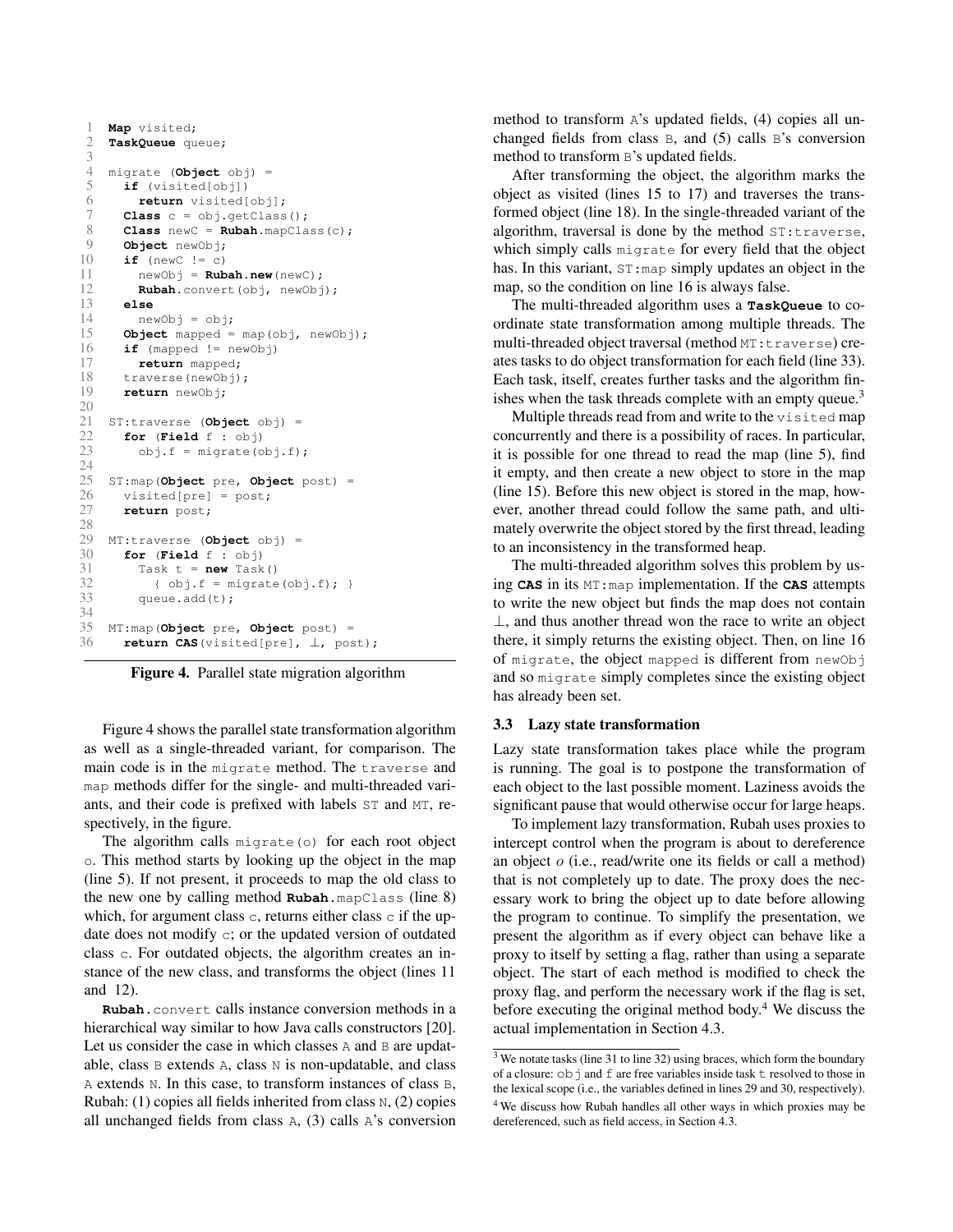```
1  Map visited;
2  TaskQueue queue;
3
4  migrate (Object obj) =
5    if (visited[obj])
6      return visited[obj];
7    Class c = obj.getClass();
8    Class newC = Rubah.mapClass(c);
9    Object newObj;
10   if (newC != c)
11     newObj = Rubah.new(newC);
12     Rubah.convert(obj, newObj);
13   else
14     newObj = obj;
15   Object mapped = map(obj, newObj);
16   if (mapped != newObj)
17     return mapped;
18   traverse(newObj);
19   return newObj;
20
21 ST:traverse (Object obj) =
22   for (Field f : obj)
23     obj.f = migrate(obj.f);
24
25 ST:map(Object pre, Object post) =
26   visited[pre] = post;
27   return post;
28
29 MT:traverse (Object obj) =
30   for (Field f : obj)
31     Task t = new Task()
32       { obj.f = migrate(obj.f); }
33     queue.add(t);
34
35 MT:map(Object pre, Object post) =
36   return CAS(visited[pre], ⊥, post);
```

**Figure 4.** Parallel state migration algorithm

Figure 4 shows the parallel state transformation algorithm as well as a single-threaded variant, for comparison. The main code is in the `migrate` method. The `traverse` and `map` methods differ for the single- and multi-threaded variants, and their code is prefixed with labels `ST` and `MT`, respectively, in the figure.

The algorithm calls `migrate(o)` for each root object `o`. This method starts by looking up the object in the map (line 5). If not present, it proceeds to map the old class to the new one by calling method **Rubah**`.mapClass` (line 8) which, for argument class `c`, returns either class `c` if the update does not modify `c`; or the updated version of outdated class `c`. For outdated objects, the algorithm creates an instance of the new class, and transforms the object (lines 11 and 12).

**Rubah**`.convert` calls instance conversion methods in a hierarchical way similar to how Java calls constructors [20]. Let us consider the case in which classes `A` and `B` are updatable, class `B` extends `A`, class `N` is non-updatable, and class `A` extends `N`. In this case, to transform instances of class `B`, Rubah: (1) copies all fields inherited from class `N`, (2) copies all unchanged fields from class `A`, (3) calls `A`'s conversion method to transform `A`'s updated fields, (4) copies all unchanged fields from class `B`, and (5) calls `B`'s conversion method to transform `B`'s updated fields.

After transforming the object, the algorithm marks the object as visited (lines 15 to 17) and traverses the transformed object (line 18). In the single-threaded variant of the algorithm, traversal is done by the method `ST:traverse`, which simply calls `migrate` for every field that the object has. In this variant, `ST:map` simply updates an object in the map, so the condition on line 16 is always false.

The multi-threaded algorithm uses a **TaskQueue** to coordinate state transformation among multiple threads. The multi-threaded object traversal (method `MT:traverse`) creates tasks to do object transformation for each field (line 33). Each task, itself, creates further tasks and the algorithm finishes when the task threads complete with an empty queue.[3]

Multiple threads read from and write to the `visited` map concurrently and there is a possibility of races. In particular, it is possible for one thread to read the map (line 5), find it empty, and then create a new object to store in the map (line 15). Before this new object is stored in the map, however, another thread could follow the same path, and ultimately overwrite the object stored by the first thread, leading to an inconsistency in the transformed heap.

The multi-threaded algorithm solves this problem by using **CAS** in its `MT:map` implementation. If the **CAS** attempts to write the new object but finds the map does not contain $\perp$, and thus another thread won the race to write an object there, it simply returns the existing object. Then, on line 16 of `migrate`, the object `mapped` is different from `newObj` and so `migrate` simply completes since the existing object has already been set.

### 3.3 Lazy state transformation

Lazy state transformation takes place while the program is running. The goal is to postpone the transformation of each object to the last possible moment. Laziness avoids the significant pause that would otherwise occur for large heaps.

To implement lazy transformation, Rubah uses proxies to intercept control when the program is about to dereference an object *o* (i.e., read/write one its fields or call a method) that is not completely up to date. The proxy does the necessary work to bring the object up to date before allowing the program to continue. To simplify the presentation, we present the algorithm as if every object can behave like a proxy to itself by setting a flag, rather than using a separate object. The start of each method is modified to check the proxy flag, and perform the necessary work if the flag is set, before executing the original method body.[4] We discuss the actual implementation in Section 4.3.

[3] We notate tasks (line 31 to line 32) using braces, which form the boundary of a closure: `obj` and `f` are free variables inside task `t` resolved to those in the lexical scope (i.e., the variables defined in lines 29 and 30, respectively).

[4] We discuss how Rubah handles all other ways in which proxies may be dereferenced, such as field access, in Section 4.3.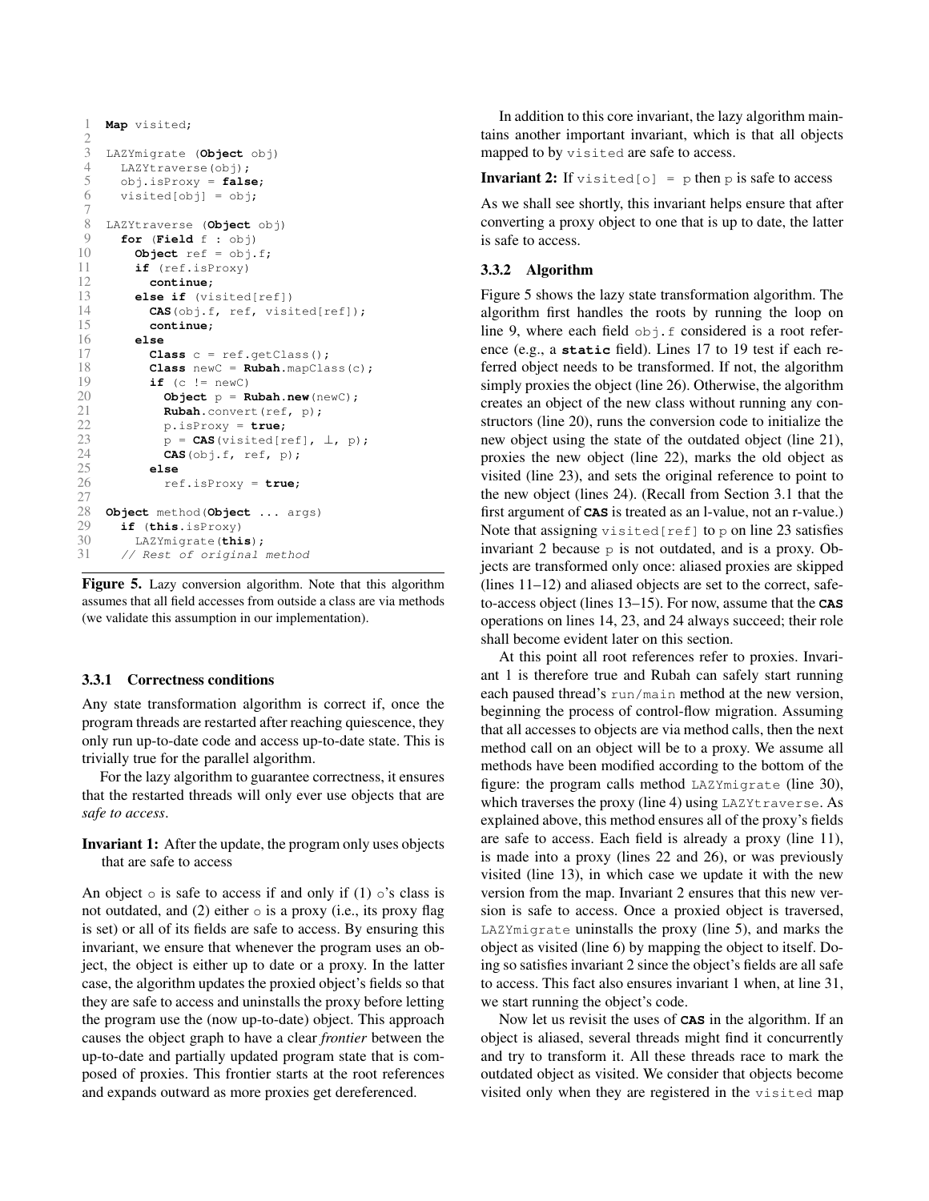```
Map visited;

LAZYmigrate (Object obj)
  LAZYtraverse(obj);
  obj.isProxy = false;
  visited[obj] = obj;

LAZYtraverse (Object obj)
  for (Field f : obj)
    Object ref = obj.f;
    if (ref.isProxy)
      continue;
    else if (visited[ref])
      CAS(obj.f, ref, visited[ref]);
      continue;
    else
      Class c = ref.getClass();
      Class newC = Rubah.mapClass(c);
      if (c != newC)
        Object p = Rubah.new(newC);
        Rubah.convert(ref, p);
        p.isProxy = true;
        p = CAS(visited[ref], ⊥, p);
        CAS(obj.f, ref, p);
      else
        ref.isProxy = true;

Object method(Object ... args)
  if (this.isProxy)
    LAZYmigrate(this);
  // Rest of original method
```

**Figure 5.** Lazy conversion algorithm. Note that this algorithm assumes that all field accesses from outside a class are via methods (we validate this assumption in our implementation).

### 3.3.1 Correctness conditions

Any state transformation algorithm is correct if, once the program threads are restarted after reaching quiescence, they only run up-to-date code and access up-to-date state. This is trivially true for the parallel algorithm.

For the lazy algorithm to guarantee correctness, it ensures that the restarted threads will only ever use objects that are *safe to access*.

**Invariant 1:** After the update, the program only uses objects that are safe to access

An object `o` is safe to access if and only if (1) `o`'s class is not outdated, and (2) either `o` is a proxy (i.e., its proxy flag is set) or all of its fields are safe to access. By ensuring this invariant, we ensure that whenever the program uses an object, the object is either up to date or a proxy. In the latter case, the algorithm updates the proxied object's fields so that they are safe to access and uninstalls the proxy before letting the program use the (now up-to-date) object. This approach causes the object graph to have a clear *frontier* between the up-to-date and partially updated program state that is composed of proxies. This frontier starts at the root references and expands outward as more proxies get dereferenced.

In addition to this core invariant, the lazy algorithm maintains another important invariant, which is that all objects mapped to by `visited` are safe to access.

**Invariant 2:** If `visited[o] = p` then `p` is safe to access

As we shall see shortly, this invariant helps ensure that after converting a proxy object to one that is up to date, the latter is safe to access.

### 3.3.2 Algorithm

Figure 5 shows the lazy state transformation algorithm. The algorithm first handles the roots by running the loop on line 9, where each field `obj.f` considered is a root reference (e.g., a **static** field). Lines 17 to 19 test if each referred object needs to be transformed. If not, the algorithm simply proxies the object (line 26). Otherwise, the algorithm creates an object of the new class without running any constructors (line 20), runs the conversion code to initialize the new object using the state of the outdated object (line 21), proxies the new object (line 22), marks the old object as visited (line 23), and sets the original reference to point to the new object (lines 24). (Recall from Section 3.1 that the first argument of **CAS** is treated as an l-value, not an r-value.) Note that assigning `visited[ref]` to `p` on line 23 satisfies invariant 2 because `p` is not outdated, and is a proxy. Objects are transformed only once: aliased proxies are skipped (lines 11–12) and aliased objects are set to the correct, safe-to-access object (lines 13–15). For now, assume that the **CAS** operations on lines 14, 23, and 24 always succeed; their role shall become evident later on this section.

At this point all root references refer to proxies. Invariant 1 is therefore true and Rubah can safely start running each paused thread's `run/main` method at the new version, beginning the process of control-flow migration. Assuming that all accesses to objects are via method calls, then the next method call on an object will be to a proxy. We assume all methods have been modified according to the bottom of the figure: the program calls method `LAZYmigrate` (line 30), which traverses the proxy (line 4) using `LAZYtraverse`. As explained above, this method ensures all of the proxy's fields are safe to access. Each field is already a proxy (line 11), is made into a proxy (lines 22 and 26), or was previously visited (line 13), in which case we update it with the new version from the map. Invariant 2 ensures that this new version is safe to access. Once a proxied object is traversed, `LAZYmigrate` uninstalls the proxy (line 5), and marks the object as visited (line 6) by mapping the object to itself. Doing so satisfies invariant 2 since the object's fields are all safe to access. This fact also ensures invariant 1 when, at line 31, we start running the object's code.

Now let us revisit the uses of **CAS** in the algorithm. If an object is aliased, several threads might find it concurrently and try to transform it. All these threads race to mark the outdated object as visited. We consider that objects become visited only when they are registered in the `visited` map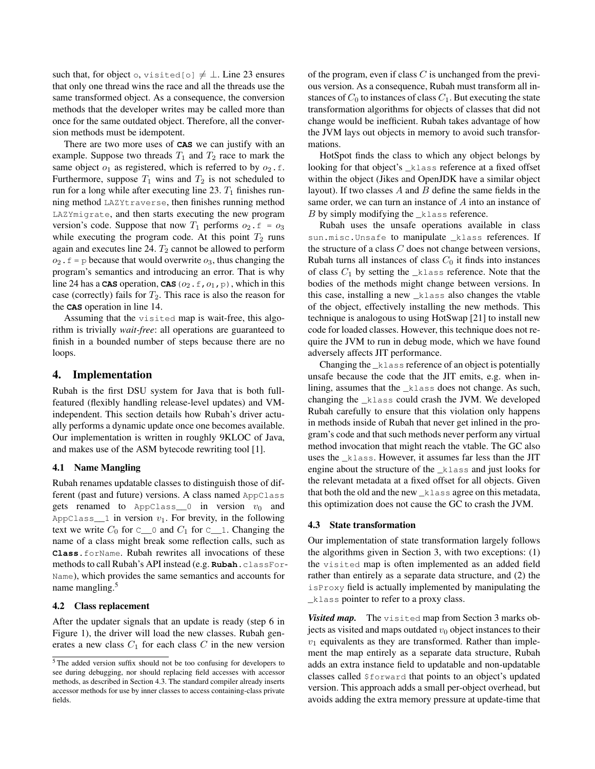such that, for object `o`, `visited[o]` $\neq \perp$. Line 23 ensures that only one thread wins the race and all the threads use the same transformed object. As a consequence, the conversion methods that the developer writes may be called more than once for the same outdated object. Therefore, all the conversion methods must be idempotent.

There are two more uses of **CAS** we can justify with an example. Suppose two threads $T_1$ and $T_2$ race to mark the same object $o_1$ as registered, which is referred to by $o_2$.f. Furthermore, suppose $T_1$ wins and $T_2$ is not scheduled to run for a long while after executing line 23. $T_1$ finishes running method `LAZYtraverse`, then finishes running method `LAZYmigrate`, and then starts executing the new program version's code. Suppose that now $T_1$ performs $o_2$.f = $o_3$ while executing the program code. At this point $T_2$ runs again and executes line 24. $T_2$ cannot be allowed to perform $o_2$.f = p because that would overwrite $o_3$, thus changing the program's semantics and introducing an error. That is why line 24 has a **CAS** operation, **CAS**($o_2$.f, $o_1$, p), which in this case (correctly) fails for $T_2$. This race is also the reason for the **CAS** operation in line 14.

Assuming that the `visited` map is wait-free, this algorithm is trivially *wait-free*: all operations are guaranteed to finish in a bounded number of steps because there are no loops.

## 4. Implementation

Rubah is the first DSU system for Java that is both full-featured (flexibly handling release-level updates) and VM-independent. This section details how Rubah's driver actually performs a dynamic update once one becomes available. Our implementation is written in roughly 9KLOC of Java, and makes use of the ASM bytecode rewriting tool [1].

### 4.1 Name Mangling

Rubah renames updatable classes to distinguish those of different (past and future) versions. A class named `AppClass` gets renamed to `AppClass__0` in version $v_0$ and `AppClass__1` in version $v_1$. For brevity, in the following text we write $C_0$ for `C__0` and $C_1$ for `C__1`. Changing the name of a class might break some reflection calls, such as **Class**.`forName`. Rubah rewrites all invocations of these methods to call Rubah's API instead (e.g. **Rubah**.`classForName`), which provides the same semantics and accounts for name mangling.[5]

### 4.2 Class replacement

After the updater signals that an update is ready (step 6 in Figure 1), the driver will load the new classes. Rubah generates a new class $C_1$ for each class $C$ in the new version of the program, even if class $C$ is unchanged from the previous version. As a consequence, Rubah must transform all instances of $C_0$ to instances of class $C_1$. But executing the state transformation algorithms for objects of classes that did not change would be inefficient. Rubah takes advantage of how the JVM lays out objects in memory to avoid such transformations.

HotSpot finds the class to which any object belongs by looking for that object's `_klass` reference at a fixed offset within the object (Jikes and OpenJDK have a similar object layout). If two classes $A$ and $B$ define the same fields in the same order, we can turn an instance of $A$ into an instance of $B$ by simply modifying the `_klass` reference.

Rubah uses the unsafe operations available in class `sun.misc.Unsafe` to manipulate `_klass` references. If the structure of a class $C$ does not change between versions, Rubah turns all instances of class $C_0$ it finds into instances of class $C_1$ by setting the `_klass` reference. Note that the bodies of the methods might change between versions. In this case, installing a new `_klass` also changes the vtable of the object, effectively installing the new methods. This technique is analogous to using HotSwap [21] to install new code for loaded classes. However, this technique does not require the JVM to run in debug mode, which we have found adversely affects JIT performance.

Changing the `_klass` reference of an object is potentially unsafe because the code that the JIT emits, e.g. when inlining, assumes that the `_klass` does not change. As such, changing the `_klass` could crash the JVM. We developed Rubah carefully to ensure that this violation only happens in methods inside of Rubah that never get inlined in the program's code and that such methods never perform any virtual method invocation that might reach the vtable. The GC also uses the `_klass`. However, it assumes far less than the JIT engine about the structure of the `_klass` and just looks for the relevant metadata at a fixed offset for all objects. Given that both the old and the new `_klass` agree on this metadata, this optimization does not cause the GC to crash the JVM.

### 4.3 State transformation

Our implementation of state transformation largely follows the algorithms given in Section 3, with two exceptions: (1) the `visited` map is often implemented as an added field rather than entirely as a separate data structure, and (2) the `isProxy` field is actually implemented by manipulating the `_klass` pointer to refer to a proxy class.

***Visited map.*** The `visited` map from Section 3 marks objects as visited and maps outdated $v_0$ object instances to their $v_1$ equivalents as they are transformed. Rather than implement the map entirely as a separate data structure, Rubah adds an extra instance field to updatable and non-updatable classes called `$forward` that points to an object's updated version. This approach adds a small per-object overhead, but avoids adding the extra memory pressure at update-time that

[5] The added version suffix should not be too confusing for developers to see during debugging, nor should replacing field accesses with accessor methods, as described in Section 4.3. The standard compiler already inserts accessor methods for use by inner classes to access containing-class private fields.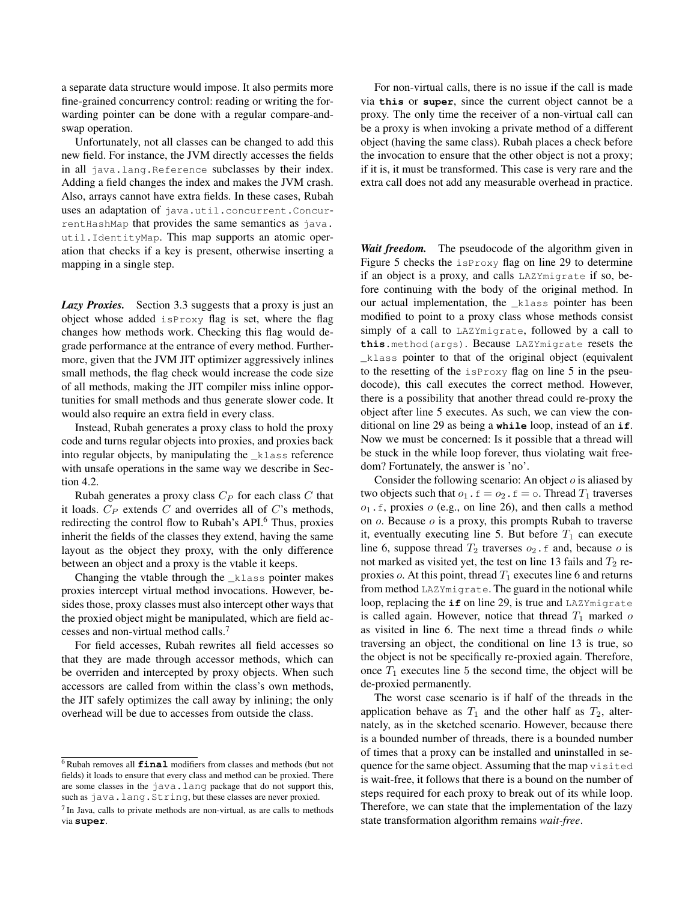a separate data structure would impose. It also permits more fine-grained concurrency control: reading or writing the forwarding pointer can be done with a regular compare-and-swap operation.

Unfortunately, not all classes can be changed to add this new field. For instance, the JVM directly accesses the fields in all `java.lang.Reference` subclasses by their index. Adding a field changes the index and makes the JVM crash. Also, arrays cannot have extra fields. In these cases, Rubah uses an adaptation of `java.util.concurrent.ConcurrentHashMap` that provides the same semantics as `java.util.IdentityMap`. This map supports an atomic operation that checks if a key is present, otherwise inserting a mapping in a single step.

***Lazy Proxies.*** Section 3.3 suggests that a proxy is just an object whose added `isProxy` flag is set, where the flag changes how methods work. Checking this flag would degrade performance at the entrance of every method. Furthermore, given that the JVM JIT optimizer aggressively inlines small methods, the flag check would increase the code size of all methods, making the JIT compiler miss inline opportunities for small methods and thus generate slower code. It would also require an extra field in every class.

Instead, Rubah generates a proxy class to hold the proxy code and turns regular objects into proxies, and proxies back into regular objects, by manipulating the `_klass` reference with unsafe operations in the same way we describe in Section 4.2.

Rubah generates a proxy class $C_P$ for each class $C$ that it loads. $C_P$ extends $C$ and overrides all of $C$'s methods, redirecting the control flow to Rubah's API.[6] Thus, proxies inherit the fields of the classes they extend, having the same layout as the object they proxy, with the only difference between an object and a proxy is the vtable it keeps.

Changing the vtable through the `_klass` pointer makes proxies intercept virtual method invocations. However, besides those, proxy classes must also intercept other ways that the proxied object might be manipulated, which are field accesses and non-virtual method calls.[7]

For field accesses, Rubah rewrites all field accesses so that they are made through accessor methods, which can be overriden and intercepted by proxy objects. When such accessors are called from within the class's own methods, the JIT safely optimizes the call away by inlining; the only overhead will be due to accesses from outside the class.

For non-virtual calls, there is no issue if the call is made via **`this`** or **`super`**, since the current object cannot be a proxy. The only time the receiver of a non-virtual call can be a proxy is when invoking a private method of a different object (having the same class). Rubah places a check before the invocation to ensure that the other object is not a proxy; if it is, it must be transformed. This case is very rare and the extra call does not add any measurable overhead in practice.

***Wait freedom.*** The pseudocode of the algorithm given in Figure 5 checks the `isProxy` flag on line 29 to determine if an object is a proxy, and calls `LAZYmigrate` if so, before continuing with the body of the original method. In our actual implementation, the `_klass` pointer has been modified to point to a proxy class whose methods consist simply of a call to `LAZYmigrate`, followed by a call to **`this`**`.method(args)`. Because `LAZYmigrate` resets the `_klass` pointer to that of the original object (equivalent to the resetting of the `isProxy` flag on line 5 in the pseudocode), this call executes the correct method. However, there is a possibility that another thread could re-proxy the object after line 5 executes. As such, we can view the conditional on line 29 as being a **`while`** loop, instead of an **`if`**. Now we must be concerned: Is it possible that a thread will be stuck in the while loop forever, thus violating wait freedom? Fortunately, the answer is 'no'.

Consider the following scenario: An object $o$ is aliased by two objects such that $o_1$`.f` $= o_2$`.f` $=$ `o`. Thread $T_1$ traverses $o_1$`.f`, proxies $o$ (e.g., on line 26), and then calls a method on $o$. Because $o$ is a proxy, this prompts Rubah to traverse it, eventually executing line 5. But before $T_1$ can execute line 6, suppose thread $T_2$ traverses $o_2$`.f` and, because $o$ is not marked as visited yet, the test on line 13 fails and $T_2$ re-proxies $o$. At this point, thread $T_1$ executes line 6 and returns from method `LAZYmigrate`. The guard in the notional while loop, replacing the **`if`** on line 29, is true and `LAZYmigrate` is called again. However, notice that thread $T_1$ marked $o$ as visited in line 6. The next time a thread finds $o$ while traversing an object, the conditional on line 13 is true, so the object is not be specifically re-proxied again. Therefore, once $T_1$ executes line 5 the second time, the object will be de-proxied permanently.

The worst case scenario is if half of the threads in the application behave as $T_1$ and the other half as $T_2$, alternately, as in the sketched scenario. However, because there is a bounded number of threads, there is a bounded number of times that a proxy can be installed and uninstalled in sequence for the same object. Assuming that the map `visited` is wait-free, it follows that there is a bound on the number of steps required for each proxy to break out of its while loop. Therefore, we can state that the implementation of the lazy state transformation algorithm remains *wait-free*.

---

[6] Rubah removes all **`final`** modifiers from classes and methods (but not fields) it loads to ensure that every class and method can be proxied. There are some classes in the `java.lang` package that do not support this, such as `java.lang.String`, but these classes are never proxied.

[7] In Java, calls to private methods are non-virtual, as are calls to methods via **`super`**.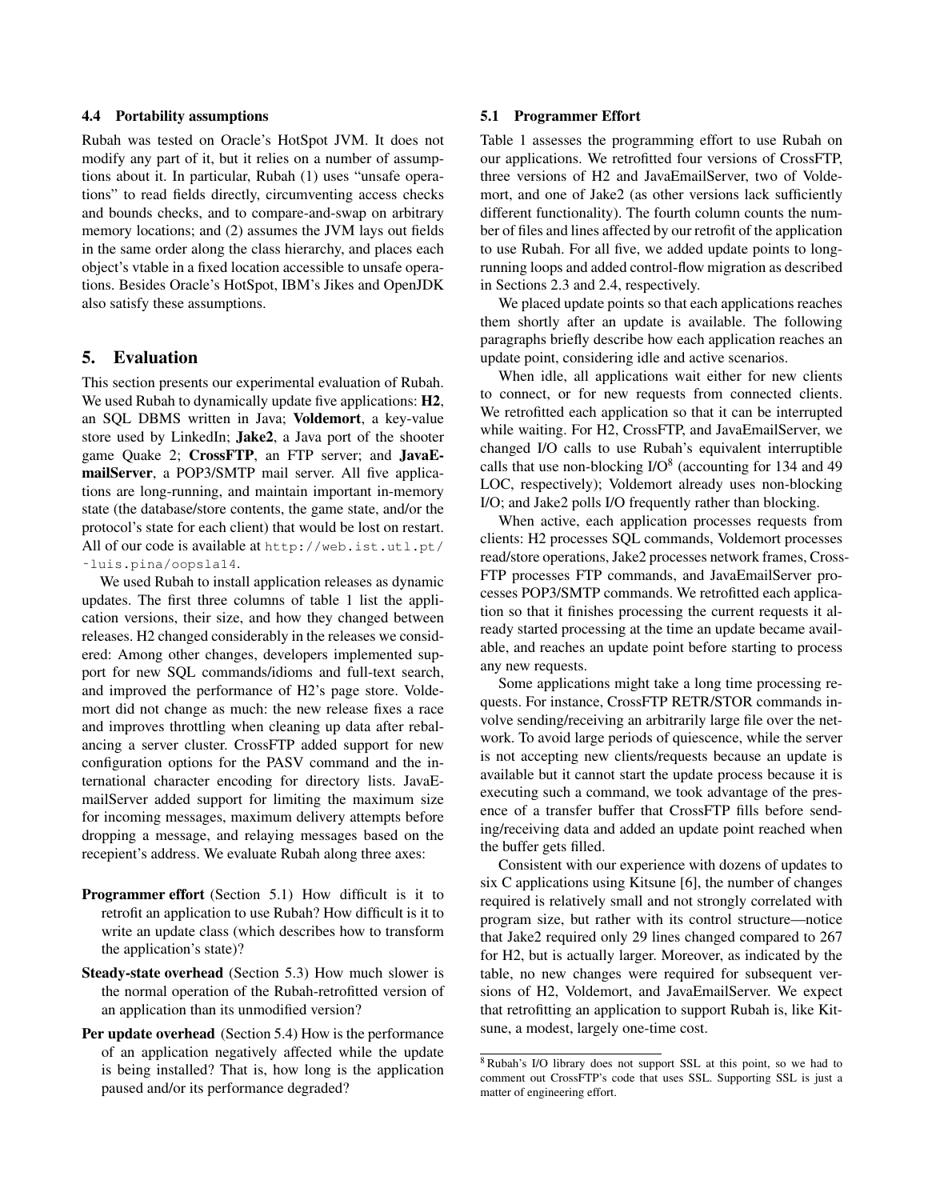### 4.4 Portability assumptions

Rubah was tested on Oracle's HotSpot JVM. It does not modify any part of it, but it relies on a number of assumptions about it. In particular, Rubah (1) uses "unsafe operations" to read fields directly, circumventing access checks and bounds checks, and to compare-and-swap on arbitrary memory locations; and (2) assumes the JVM lays out fields in the same order along the class hierarchy, and places each object's vtable in a fixed location accessible to unsafe operations. Besides Oracle's HotSpot, IBM's Jikes and OpenJDK also satisfy these assumptions.

## 5. Evaluation

This section presents our experimental evaluation of Rubah. We used Rubah to dynamically update five applications: **H2**, an SQL DBMS written in Java; **Voldemort**, a key-value store used by LinkedIn; **Jake2**, a Java port of the shooter game Quake 2; **CrossFTP**, an FTP server; and **JavaEmailServer**, a POP3/SMTP mail server. All five applications are long-running, and maintain important in-memory state (the database/store contents, the game state, and/or the protocol's state for each client) that would be lost on restart. All of our code is available at http://web.ist.utl.pt/~luis.pina/oopsla14.

We used Rubah to install application releases as dynamic updates. The first three columns of table 1 list the application versions, their size, and how they changed between releases. H2 changed considerably in the releases we considered: Among other changes, developers implemented support for new SQL commands/idioms and full-text search, and improved the performance of H2's page store. Voldemort did not change as much: the new release fixes a race and improves throttling when cleaning up data after rebalancing a server cluster. CrossFTP added support for new configuration options for the PASV command and the international character encoding for directory lists. JavaEmailServer added support for limiting the maximum size for incoming messages, maximum delivery attempts before dropping a message, and relaying messages based on the recepient's address. We evaluate Rubah along three axes:

**Programmer effort** (Section 5.1) How difficult is it to retrofit an application to use Rubah? How difficult is it to write an update class (which describes how to transform the application's state)?

**Steady-state overhead** (Section 5.3) How much slower is the normal operation of the Rubah-retrofitted version of an application than its unmodified version?

**Per update overhead** (Section 5.4) How is the performance of an application negatively affected while the update is being installed? That is, how long is the application paused and/or its performance degraded?

### 5.1 Programmer Effort

Table 1 assesses the programming effort to use Rubah on our applications. We retrofitted four versions of CrossFTP, three versions of H2 and JavaEmailServer, two of Voldemort, and one of Jake2 (as other versions lack sufficiently different functionality). The fourth column counts the number of files and lines affected by our retrofit of the application to use Rubah. For all five, we added update points to long-running loops and added control-flow migration as described in Sections 2.3 and 2.4, respectively.

We placed update points so that each applications reaches them shortly after an update is available. The following paragraphs briefly describe how each application reaches an update point, considering idle and active scenarios.

When idle, all applications wait either for new clients to connect, or for new requests from connected clients. We retrofitted each application so that it can be interrupted while waiting. For H2, CrossFTP, and JavaEmailServer, we changed I/O calls to use Rubah's equivalent interruptible calls that use non-blocking I/O[8] (accounting for 134 and 49 LOC, respectively); Voldemort already uses non-blocking I/O; and Jake2 polls I/O frequently rather than blocking.

When active, each application processes requests from clients: H2 processes SQL commands, Voldemort processes read/store operations, Jake2 processes network frames, CrossFTP processes FTP commands, and JavaEmailServer processes POP3/SMTP commands. We retrofitted each application so that it finishes processing the current requests it already started processing at the time an update became available, and reaches an update point before starting to process any new requests.

Some applications might take a long time processing requests. For instance, CrossFTP RETR/STOR commands involve sending/receiving an arbitrarily large file over the network. To avoid large periods of quiescence, while the server is not accepting new clients/requests because an update is available but it cannot start the update process because it is executing such a command, we took advantage of the presence of a transfer buffer that CrossFTP fills before sending/receiving data and added an update point reached when the buffer gets filled.

Consistent with our experience with dozens of updates to six C applications using Kitsune [6], the number of changes required is relatively small and not strongly correlated with program size, but rather with its control structure—notice that Jake2 required only 29 lines changed compared to 267 for H2, but is actually larger. Moreover, as indicated by the table, no new changes were required for subsequent versions of H2, Voldemort, and JavaEmailServer. We expect that retrofitting an application to support Rubah is, like Kitsune, a modest, largely one-time cost.

[8] Rubah's I/O library does not support SSL at this point, so we had to comment out CrossFTP's code that uses SSL. Supporting SSL is just a matter of engineering effort.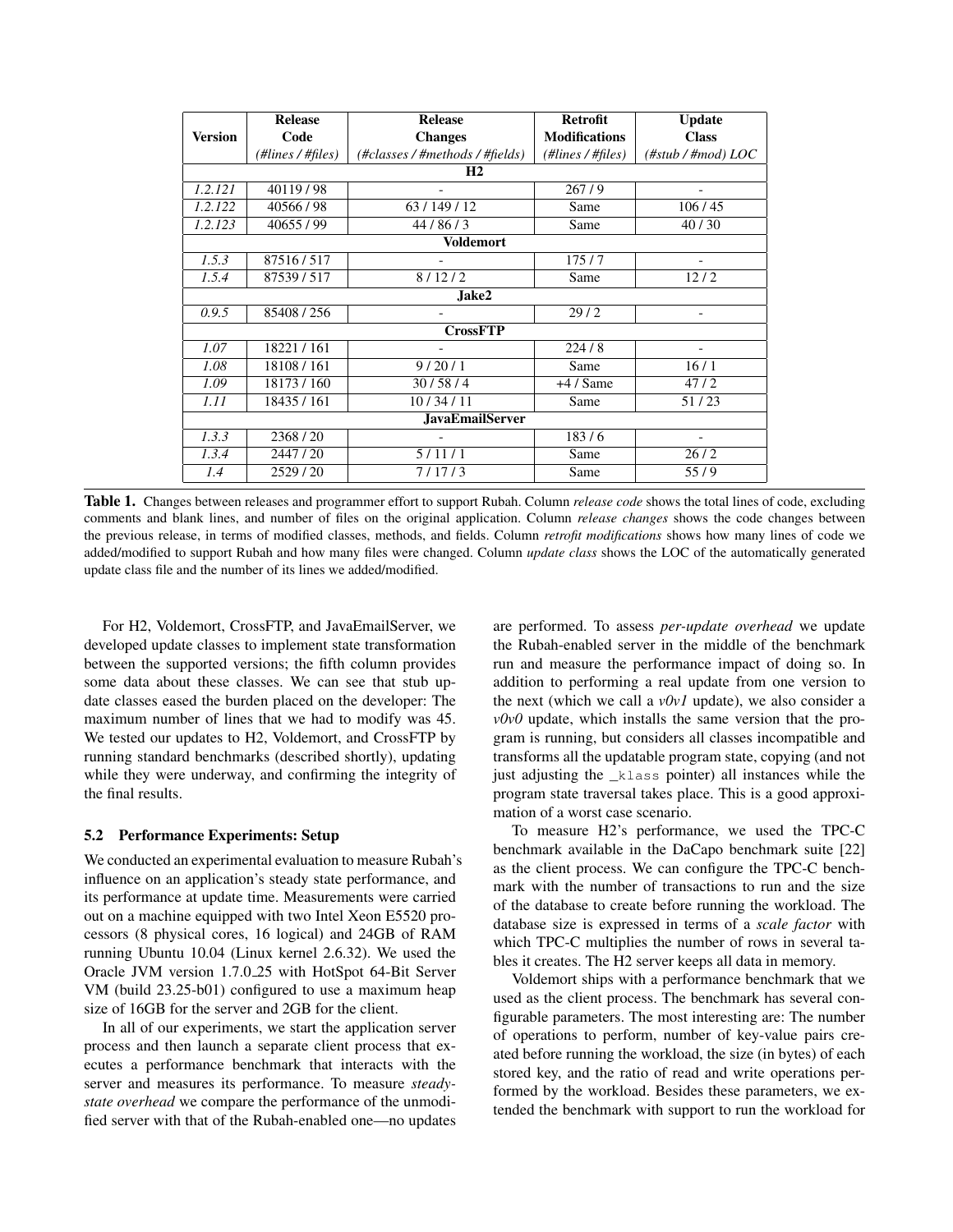| Version | Release Code (*#lines / #files*) | Release Changes (*#classes / #methods / #fields*) | Retrofit Modifications (*#lines / #files*) | Update Class (*#stub / #mod) LOC* |
|---|---|---|---|---|
| **H2** | | | | |
| *1.2.121* | 40119 / 98 | - | 267 / 9 | - |
| *1.2.122* | 40566 / 98 | 63 / 149 / 12 | Same | 106 / 45 |
| *1.2.123* | 40655 / 99 | 44 / 86 / 3 | Same | 40 / 30 |
| **Voldemort** | | | | |
| *1.5.3* | 87516 / 517 | - | 175 / 7 | - |
| *1.5.4* | 87539 / 517 | 8 / 12 / 2 | Same | 12 / 2 |
| **Jake2** | | | | |
| *0.9.5* | 85408 / 256 | - | 29 / 2 | - |
| **CrossFTP** | | | | |
| *1.07* | 18221 / 161 | - | 224 / 8 | - |
| *1.08* | 18108 / 161 | 9 / 20 / 1 | Same | 16 / 1 |
| *1.09* | 18173 / 160 | 30 / 58 / 4 | +4 / Same | 47 / 2 |
| *1.11* | 18435 / 161 | 10 / 34 / 11 | Same | 51 / 23 |
| **JavaEmailServer** | | | | |
| *1.3.3* | 2368 / 20 | - | 183 / 6 | - |
| *1.3.4* | 2447 / 20 | 5 / 11 / 1 | Same | 26 / 2 |
| *1.4* | 2529 / 20 | 7 / 17 / 3 | Same | 55 / 9 |

**Table 1.** Changes between releases and programmer effort to support Rubah. Column *release code* shows the total lines of code, excluding comments and blank lines, and number of files on the original application. Column *release changes* shows the code changes between the previous release, in terms of modified classes, methods, and fields. Column *retrofit modifications* shows how many lines of code we added/modified to support Rubah and how many files were changed. Column *update class* shows the LOC of the automatically generated update class file and the number of its lines we added/modified.

For H2, Voldemort, CrossFTP, and JavaEmailServer, we developed update classes to implement state transformation between the supported versions; the fifth column provides some data about these classes. We can see that stub update classes eased the burden placed on the developer: The maximum number of lines that we had to modify was 45. We tested our updates to H2, Voldemort, and CrossFTP by running standard benchmarks (described shortly), updating while they were underway, and confirming the integrity of the final results.

### 5.2 Performance Experiments: Setup

We conducted an experimental evaluation to measure Rubah's influence on an application's steady state performance, and its performance at update time. Measurements were carried out on a machine equipped with two Intel Xeon E5520 processors (8 physical cores, 16 logical) and 24GB of RAM running Ubuntu 10.04 (Linux kernel 2.6.32). We used the Oracle JVM version 1.7.0_25 with HotSpot 64-Bit Server VM (build 23.25-b01) configured to use a maximum heap size of 16GB for the server and 2GB for the client.

In all of our experiments, we start the application server process and then launch a separate client process that executes a performance benchmark that interacts with the server and measures its performance. To measure *steady-state overhead* we compare the performance of the unmodified server with that of the Rubah-enabled one—no updates are performed. To assess *per-update overhead* we update the Rubah-enabled server in the middle of the benchmark run and measure the performance impact of doing so. In addition to performing a real update from one version to the next (which we call a *v0v1* update), we also consider a *v0v0* update, which installs the same version that the program is running, but considers all classes incompatible and transforms all the updatable program state, copying (and not just adjusting the `_klass` pointer) all instances while the program state traversal takes place. This is a good approximation of a worst case scenario.

To measure H2's performance, we used the TPC-C benchmark available in the DaCapo benchmark suite [22] as the client process. We can configure the TPC-C benchmark with the number of transactions to run and the size of the database to create before running the workload. The database size is expressed in terms of a *scale factor* with which TPC-C multiplies the number of rows in several tables it creates. The H2 server keeps all data in memory.

Voldemort ships with a performance benchmark that we used as the client process. The benchmark has several configurable parameters. The most interesting are: The number of operations to perform, number of key-value pairs created before running the workload, the size (in bytes) of each stored key, and the ratio of read and write operations performed by the workload. Besides these parameters, we extended the benchmark with support to run the workload for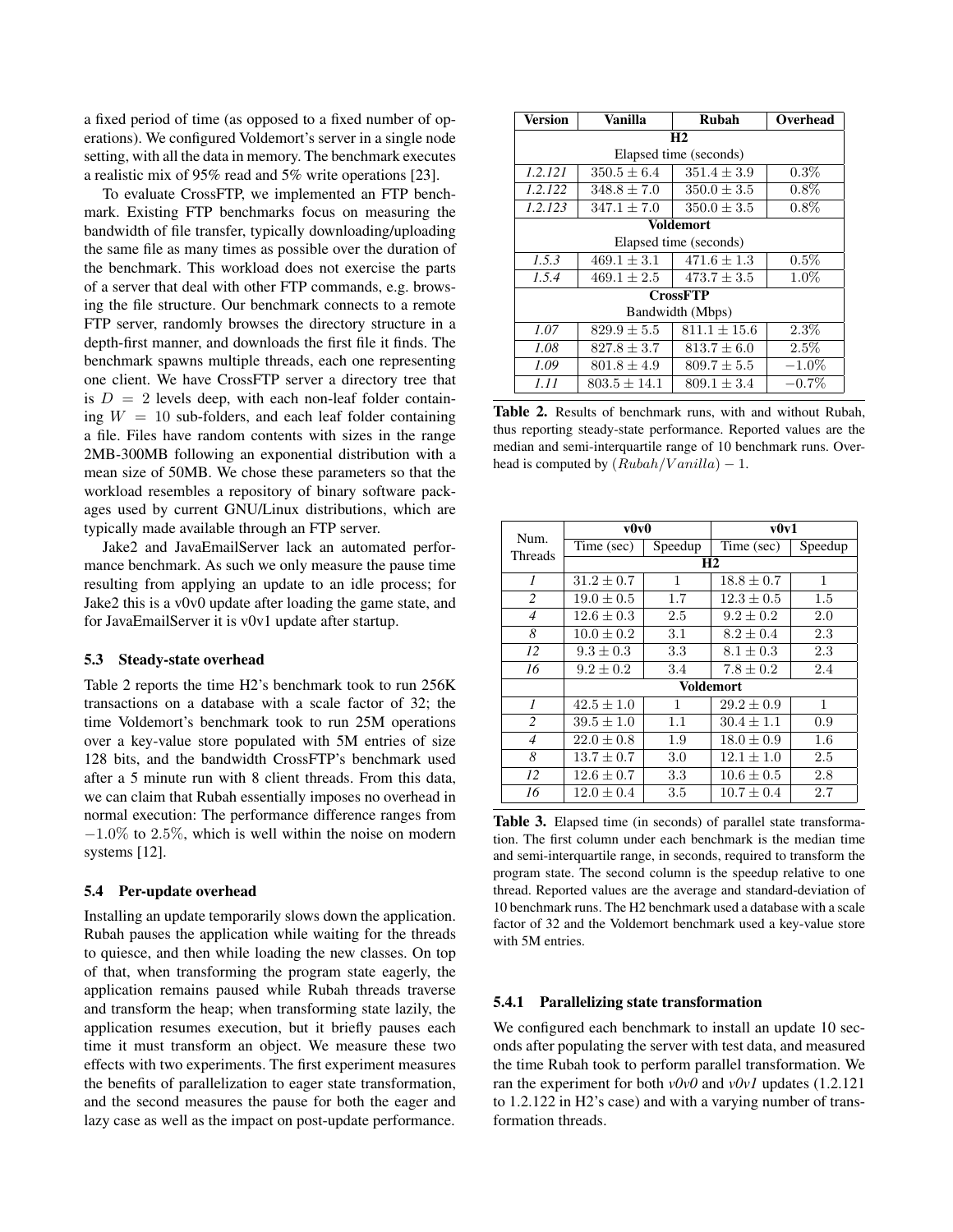a fixed period of time (as opposed to a fixed number of operations). We configured Voldemort's server in a single node setting, with all the data in memory. The benchmark executes a realistic mix of 95% read and 5% write operations [23].

To evaluate CrossFTP, we implemented an FTP benchmark. Existing FTP benchmarks focus on measuring the bandwidth of file transfer, typically downloading/uploading the same file as many times as possible over the duration of the benchmark. This workload does not exercise the parts of a server that deal with other FTP commands, e.g. browsing the file structure. Our benchmark connects to a remote FTP server, randomly browses the directory structure in a depth-first manner, and downloads the first file it finds. The benchmark spawns multiple threads, each one representing one client. We have CrossFTP server a directory tree that is $D = 2$ levels deep, with each non-leaf folder containing $W = 10$ sub-folders, and each leaf folder containing a file. Files have random contents with sizes in the range 2MB-300MB following an exponential distribution with a mean size of 50MB. We chose these parameters so that the workload resembles a repository of binary software packages used by current GNU/Linux distributions, which are typically made available through an FTP server.

Jake2 and JavaEmailServer lack an automated performance benchmark. As such we only measure the pause time resulting from applying an update to an idle process; for Jake2 this is a v0v0 update after loading the game state, and for JavaEmailServer it is v0v1 update after startup.

### 5.3 Steady-state overhead

Table 2 reports the time H2's benchmark took to run 256K transactions on a database with a scale factor of 32; the time Voldemort's benchmark took to run 25M operations over a key-value store populated with 5M entries of size 128 bits, and the bandwidth CrossFTP's benchmark used after a 5 minute run with 8 client threads. From this data, we can claim that Rubah essentially imposes no overhead in normal execution: The performance difference ranges from $-1.0\%$ to $2.5\%$, which is well within the noise on modern systems [12].

### 5.4 Per-update overhead

Installing an update temporarily slows down the application. Rubah pauses the application while waiting for the threads to quiesce, and then while loading the new classes. On top of that, when transforming the program state eagerly, the application remains paused while Rubah threads traverse and transform the heap; when transforming state lazily, the application resumes execution, but it briefly pauses each time it must transform an object. We measure these two effects with two experiments. The first experiment measures the benefits of parallelization to eager state transformation, and the second measures the pause for both the eager and lazy case as well as the impact on post-update performance.

| Version | Vanilla | Rubah | Overhead |
|---|---|---|---|
| **H2** | | | |
| Elapsed time (seconds) | | | |
| *1.2.121* | $350.5 \pm 6.4$ | $351.4 \pm 3.9$ | $0.3\%$ |
| *1.2.122* | $348.8 \pm 7.0$ | $350.0 \pm 3.5$ | $0.8\%$ |
| *1.2.123* | $347.1 \pm 7.0$ | $350.0 \pm 3.5$ | $0.8\%$ |
| **Voldemort** | | | |
| Elapsed time (seconds) | | | |
| *1.5.3* | $469.1 \pm 3.1$ | $471.6 \pm 1.3$ | $0.5\%$ |
| *1.5.4* | $469.1 \pm 2.5$ | $473.7 \pm 3.5$ | $1.0\%$ |
| **CrossFTP** | | | |
| Bandwidth (Mbps) | | | |
| *1.07* | $829.9 \pm 5.5$ | $811.1 \pm 15.6$ | $2.3\%$ |
| *1.08* | $827.8 \pm 3.7$ | $813.7 \pm 6.0$ | $2.5\%$ |
| *1.09* | $801.8 \pm 4.9$ | $809.7 \pm 5.5$ | $-1.0\%$ |
| *1.11* | $803.5 \pm 14.1$ | $809.1 \pm 3.4$ | $-0.7\%$ |

**Table 2.** Results of benchmark runs, with and without Rubah, thus reporting steady-state performance. Reported values are the median and semi-interquartile range of 10 benchmark runs. Overhead is computed by $(Rubah/Vanilla) - 1$.

| Num. Threads | v0v0 | | v0v1 | |
|---|---|---|---|---|
| | Time (sec) | Speedup | Time (sec) | Speedup |
| | **H2** | | | |
| *1* | $31.2 \pm 0.7$ | 1 | $18.8 \pm 0.7$ | 1 |
| *2* | $19.0 \pm 0.5$ | 1.7 | $12.3 \pm 0.5$ | 1.5 |
| *4* | $12.6 \pm 0.3$ | 2.5 | $9.2 \pm 0.2$ | 2.0 |
| *8* | $10.0 \pm 0.2$ | 3.1 | $8.2 \pm 0.4$ | 2.3 |
| *12* | $9.3 \pm 0.3$ | 3.3 | $8.1 \pm 0.3$ | 2.3 |
| *16* | $9.2 \pm 0.2$ | 3.4 | $7.8 \pm 0.2$ | 2.4 |
| | **Voldemort** | | | |
| *1* | $42.5 \pm 1.0$ | 1 | $29.2 \pm 0.9$ | 1 |
| *2* | $39.5 \pm 1.0$ | 1.1 | $30.4 \pm 1.1$ | 0.9 |
| *4* | $22.0 \pm 0.8$ | 1.9 | $18.0 \pm 0.9$ | 1.6 |
| *8* | $13.7 \pm 0.7$ | 3.0 | $12.1 \pm 1.0$ | 2.5 |
| *12* | $12.6 \pm 0.7$ | 3.3 | $10.6 \pm 0.5$ | 2.8 |
| *16* | $12.0 \pm 0.4$ | 3.5 | $10.7 \pm 0.4$ | 2.7 |

**Table 3.** Elapsed time (in seconds) of parallel state transformation. The first column under each benchmark is the median time and semi-interquartile range, in seconds, required to transform the program state. The second column is the speedup relative to one thread. Reported values are the average and standard-deviation of 10 benchmark runs. The H2 benchmark used a database with a scale factor of 32 and the Voldemort benchmark used a key-value store with 5M entries.

#### 5.4.1 Parallelizing state transformation

We configured each benchmark to install an update 10 seconds after populating the server with test data, and measured the time Rubah took to perform parallel transformation. We ran the experiment for both *v0v0* and *v0v1* updates (1.2.121 to 1.2.122 in H2's case) and with a varying number of transformation threads.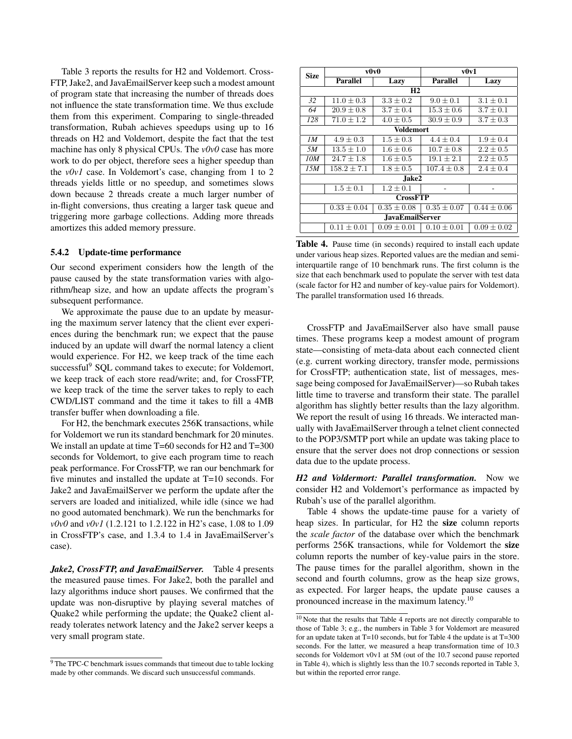Table 3 reports the results for H2 and Voldemort. CrossFTP, Jake2, and JavaEmailServer keep such a modest amount of program state that increasing the number of threads does not influence the state transformation time. We thus exclude them from this experiment. Comparing to single-threaded transformation, Rubah achieves speedups using up to 16 threads on H2 and Voldemort, despite the fact that the test machine has only 8 physical CPUs. The *v0v0* case has more work to do per object, therefore sees a higher speedup than the *v0v1* case. In Voldemort's case, changing from 1 to 2 threads yields little or no speedup, and sometimes slows down because 2 threads create a much larger number of in-flight conversions, thus creating a larger task queue and triggering more garbage collections. Adding more threads amortizes this added memory pressure.

#### 5.4.2 Update-time performance

Our second experiment considers how the length of the pause caused by the state transformation varies with algorithm/heap size, and how an update affects the program's subsequent performance.

We approximate the pause due to an update by measuring the maximum server latency that the client ever experiences during the benchmark run; we expect that the pause induced by an update will dwarf the normal latency a client would experience. For H2, we keep track of the time each successful[9] SQL command takes to execute; for Voldemort, we keep track of each store read/write; and, for CrossFTP, we keep track of the time the server takes to reply to each CWD/LIST command and the time it takes to fill a 4MB transfer buffer when downloading a file.

For H2, the benchmark executes 256K transactions, while for Voldemort we run its standard benchmark for 20 minutes. We install an update at time T=60 seconds for H2 and T=300 seconds for Voldemort, to give each program time to reach peak performance. For CrossFTP, we ran our benchmark for five minutes and installed the update at T=10 seconds. For Jake2 and JavaEmailServer we perform the update after the servers are loaded and initialized, while idle (since we had no good automated benchmark). We run the benchmarks for *v0v0* and *v0v1* (1.2.121 to 1.2.122 in H2's case, 1.08 to 1.09 in CrossFTP's case, and 1.3.4 to 1.4 in JavaEmailServer's case).

***Jake2, CrossFTP, and JavaEmailServer.*** Table 4 presents the measured pause times. For Jake2, both the parallel and lazy algorithms induce short pauses. We confirmed that the update was non-disruptive by playing several matches of Quake2 while performing the update; the Quake2 client already tolerates network latency and the Jake2 server keeps a very small program state.

[9] The TPC-C benchmark issues commands that timeout due to table locking made by other commands. We discard such unsuccessful commands.

| Size | v0v0 | | v0v1 | |
|---|---|---|---|---|
| | **Parallel** | **Lazy** | **Parallel** | **Lazy** |
| **H2** | | | | |
| *32* | $11.0 \pm 0.3$ | $3.3 \pm 0.2$ | $9.0 \pm 0.1$ | $3.1 \pm 0.1$ |
| *64* | $20.9 \pm 0.8$ | $3.7 \pm 0.4$ | $15.3 \pm 0.6$ | $3.7 \pm 0.1$ |
| *128* | $71.0 \pm 1.2$ | $4.0 \pm 0.5$ | $30.9 \pm 0.9$ | $3.7 \pm 0.3$ |
| **Voldemort** | | | | |
| *1M* | $4.9 \pm 0.3$ | $1.5 \pm 0.3$ | $4.4 \pm 0.4$ | $1.9 \pm 0.4$ |
| *5M* | $13.5 \pm 1.0$ | $1.6 \pm 0.6$ | $10.7 \pm 0.8$ | $2.2 \pm 0.5$ |
| *10M* | $24.7 \pm 1.8$ | $1.6 \pm 0.5$ | $19.1 \pm 2.1$ | $2.2 \pm 0.5$ |
| *15M* | $158.2 \pm 7.1$ | $1.8 \pm 0.5$ | $107.4 \pm 0.8$ | $2.4 \pm 0.4$ |
| **Jake2** | | | | |
| | $1.5 \pm 0.1$ | $1.2 \pm 0.1$ | - | - |
| **CrossFTP** | | | | |
| | $0.33 \pm 0.04$ | $0.35 \pm 0.08$ | $0.35 \pm 0.07$ | $0.44 \pm 0.06$ |
| **JavaEmailServer** | | | | |
| | $0.11 \pm 0.01$ | $0.09 \pm 0.01$ | $0.10 \pm 0.01$ | $0.09 \pm 0.02$ |

**Table 4.** Pause time (in seconds) required to install each update under various heap sizes. Reported values are the median and semi-interquartile range of 10 benchmark runs. The first column is the size that each benchmark used to populate the server with test data (scale factor for H2 and number of key-value pairs for Voldemort). The parallel transformation used 16 threads.

CrossFTP and JavaEmailServer also have small pause times. These programs keep a modest amount of program state—consisting of meta-data about each connected client (e.g. current working directory, transfer mode, permissions for CrossFTP; authentication state, list of messages, message being composed for JavaEmailServer)—so Rubah takes little time to traverse and transform their state. The parallel algorithm has slightly better results than the lazy algorithm. We report the result of using 16 threads. We interacted manually with JavaEmailServer through a telnet client connected to the POP3/SMTP port while an update was taking place to ensure that the server does not drop connections or session data due to the update process.

***H2 and Voldermort: Parallel transformation.*** Now we consider H2 and Voldemort's performance as impacted by Rubah's use of the parallel algorithm.

Table 4 shows the update-time pause for a variety of heap sizes. In particular, for H2 the **size** column reports the *scale factor* of the database over which the benchmark performs 256K transactions, while for Voldemort the **size** column reports the number of key-value pairs in the store. The pause times for the parallel algorithm, shown in the second and fourth columns, grow as the heap size grows, as expected. For larger heaps, the update pause causes a pronounced increase in the maximum latency.[10]

[10] Note that the results that Table 4 reports are not directly comparable to those of Table 3; e.g., the numbers in Table 3 for Voldemort are measured for an update taken at T=10 seconds, but for Table 4 the update is at T=300 seconds. For the latter, we measured a heap transformation time of 10.3 seconds for Voldemort v0v1 at 5M (out of the 10.7 second pause reported in Table 4), which is slightly less than the 10.7 seconds reported in Table 3, but within the reported error range.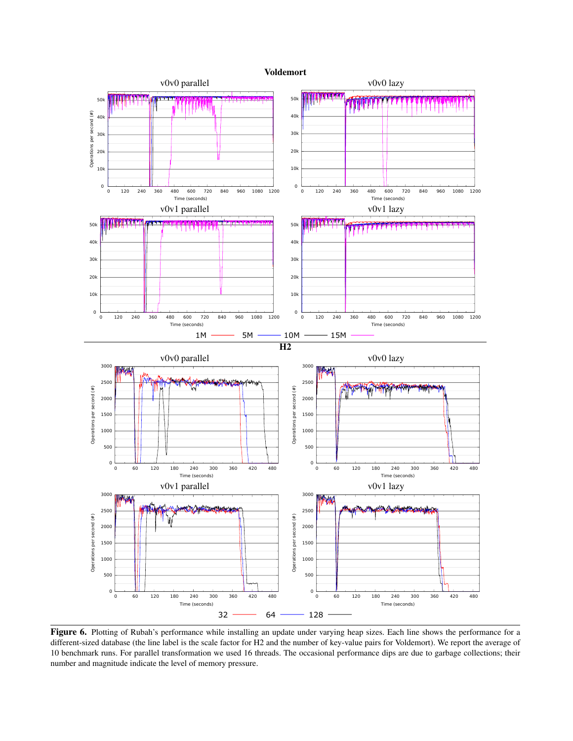**Figure 6.** Plotting of Rubah's performance while installing an update under varying heap sizes. Each line shows the performance for a different-sized database (the line label is the scale factor for H2 and the number of key-value pairs for Voldemort). We report the average of 10 benchmark runs. For parallel transformation we used 16 threads. The occasional performance dips are due to garbage collections; their number and magnitude indicate the level of memory pressure.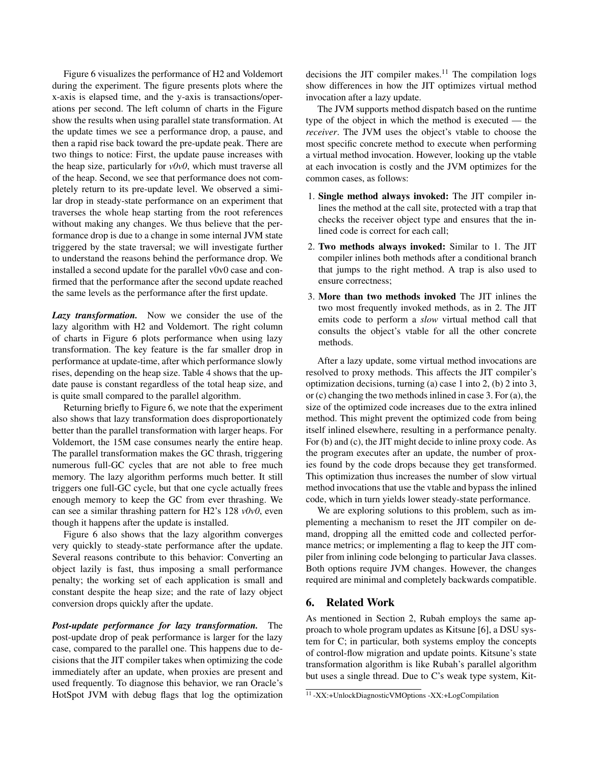Figure 6 visualizes the performance of H2 and Voldemort during the experiment. The figure presents plots where the x-axis is elapsed time, and the y-axis is transactions/operations per second. The left column of charts in the Figure show the results when using parallel state transformation. At the update times we see a performance drop, a pause, and then a rapid rise back toward the pre-update peak. There are two things to notice: First, the update pause increases with the heap size, particularly for *v0v0*, which must traverse all of the heap. Second, we see that performance does not completely return to its pre-update level. We observed a similar drop in steady-state performance on an experiment that traverses the whole heap starting from the root references without making any changes. We thus believe that the performance drop is due to a change in some internal JVM state triggered by the state traversal; we will investigate further to understand the reasons behind the performance drop. We installed a second update for the parallel v0v0 case and confirmed that the performance after the second update reached the same levels as the performance after the first update.

***Lazy transformation.*** Now we consider the use of the lazy algorithm with H2 and Voldemort. The right column of charts in Figure 6 plots performance when using lazy transformation. The key feature is the far smaller drop in performance at update-time, after which performance slowly rises, depending on the heap size. Table 4 shows that the update pause is constant regardless of the total heap size, and is quite small compared to the parallel algorithm.

Returning briefly to Figure 6, we note that the experiment also shows that lazy transformation does disproportionately better than the parallel transformation with larger heaps. For Voldemort, the 15M case consumes nearly the entire heap. The parallel transformation makes the GC thrash, triggering numerous full-GC cycles that are not able to free much memory. The lazy algorithm performs much better. It still triggers one full-GC cycle, but that one cycle actually frees enough memory to keep the GC from ever thrashing. We can see a similar thrashing pattern for H2's 128 *v0v0*, even though it happens after the update is installed.

Figure 6 also shows that the lazy algorithm converges very quickly to steady-state performance after the update. Several reasons contribute to this behavior: Converting an object lazily is fast, thus imposing a small performance penalty; the working set of each application is small and constant despite the heap size; and the rate of lazy object conversion drops quickly after the update.

***Post-update performance for lazy transformation.*** The post-update drop of peak performance is larger for the lazy case, compared to the parallel one. This happens due to decisions that the JIT compiler takes when optimizing the code immediately after an update, when proxies are present and used frequently. To diagnose this behavior, we ran Oracle's HotSpot JVM with debug flags that log the optimization decisions the JIT compiler makes.[11] The compilation logs show differences in how the JIT optimizes virtual method invocation after a lazy update.

The JVM supports method dispatch based on the runtime type of the object in which the method is executed — the *receiver*. The JVM uses the object's vtable to choose the most specific concrete method to execute when performing a virtual method invocation. However, looking up the vtable at each invocation is costly and the JVM optimizes for the common cases, as follows:

1. **Single method always invoked:** The JIT compiler inlines the method at the call site, protected with a trap that checks the receiver object type and ensures that the inlined code is correct for each call;
2. **Two methods always invoked:** Similar to 1. The JIT compiler inlines both methods after a conditional branch that jumps to the right method. A trap is also used to ensure correctness;
3. **More than two methods invoked** The JIT inlines the two most frequently invoked methods, as in 2. The JIT emits code to perform a *slow* virtual method call that consults the object's vtable for all the other concrete methods.

After a lazy update, some virtual method invocations are resolved to proxy methods. This affects the JIT compiler's optimization decisions, turning (a) case 1 into 2, (b) 2 into 3, or (c) changing the two methods inlined in case 3. For (a), the size of the optimized code increases due to the extra inlined method. This might prevent the optimized code from being itself inlined elsewhere, resulting in a performance penalty. For (b) and (c), the JIT might decide to inline proxy code. As the program executes after an update, the number of proxies found by the code drops because they get transformed. This optimization thus increases the number of slow virtual method invocations that use the vtable and bypass the inlined code, which in turn yields lower steady-state performance.

We are exploring solutions to this problem, such as implementing a mechanism to reset the JIT compiler on demand, dropping all the emitted code and collected performance metrics; or implementing a flag to keep the JIT compiler from inlining code belonging to particular Java classes. Both options require JVM changes. However, the changes required are minimal and completely backwards compatible.

## 6. Related Work

As mentioned in Section 2, Rubah employs the same approach to whole program updates as Kitsune [6], a DSU system for C; in particular, both systems employ the concepts of control-flow migration and update points. Kitsune's state transformation algorithm is like Rubah's parallel algorithm but uses a single thread. Due to C's weak type system, Kit-

[11] -XX:+UnlockDiagnosticVMOptions -XX:+LogCompilation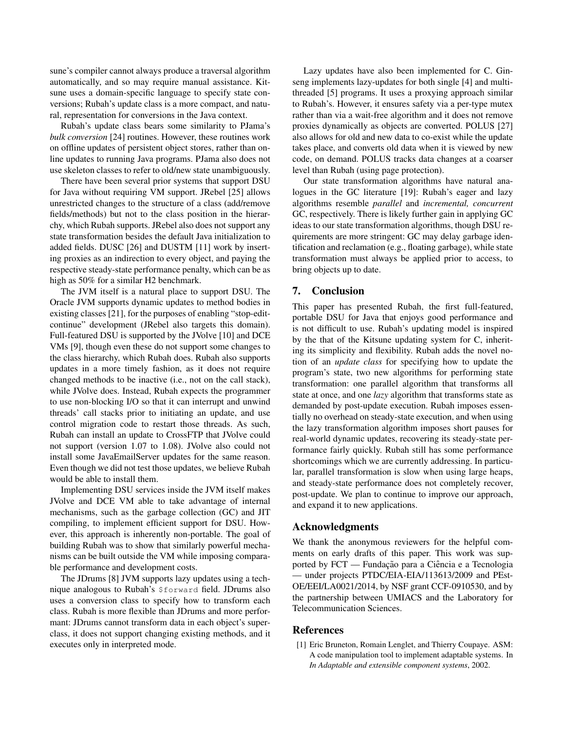sune's compiler cannot always produce a traversal algorithm automatically, and so may require manual assistance. Kitsune uses a domain-specific language to specify state conversions; Rubah's update class is a more compact, and natural, representation for conversions in the Java context.

Rubah's update class bears some similarity to PJama's *bulk conversion* [24] routines. However, these routines work on offline updates of persistent object stores, rather than online updates to running Java programs. PJama also does not use skeleton classes to refer to old/new state unambiguously.

There have been several prior systems that support DSU for Java without requiring VM support. JRebel [25] allows unrestricted changes to the structure of a class (add/remove fields/methods) but not to the class position in the hierarchy, which Rubah supports. JRebel also does not support any state transformation besides the default Java initialization to added fields. DUSC [26] and DUSTM [11] work by inserting proxies as an indirection to every object, and paying the respective steady-state performance penalty, which can be as high as 50% for a similar H2 benchmark.

The JVM itself is a natural place to support DSU. The Oracle JVM supports dynamic updates to method bodies in existing classes [21], for the purposes of enabling "stop-edit-continue" development (JRebel also targets this domain). Full-featured DSU is supported by the JVolve [10] and DCE VMs [9], though even these do not support some changes to the class hierarchy, which Rubah does. Rubah also supports updates in a more timely fashion, as it does not require changed methods to be inactive (i.e., not on the call stack), while JVolve does. Instead, Rubah expects the programmer to use non-blocking I/O so that it can interrupt and unwind threads' call stacks prior to initiating an update, and use control migration code to restart those threads. As such, Rubah can install an update to CrossFTP that JVolve could not support (version 1.07 to 1.08). JVolve also could not install some JavaEmailServer updates for the same reason. Even though we did not test those updates, we believe Rubah would be able to install them.

Implementing DSU services inside the JVM itself makes JVolve and DCE VM able to take advantage of internal mechanisms, such as the garbage collection (GC) and JIT compiling, to implement efficient support for DSU. However, this approach is inherently non-portable. The goal of building Rubah was to show that similarly powerful mechanisms can be built outside the VM while imposing comparable performance and development costs.

The JDrums [8] JVM supports lazy updates using a technique analogous to Rubah's `$forward` field. JDrums also uses a conversion class to specify how to transform each class. Rubah is more flexible than JDrums and more performant: JDrums cannot transform data in each object's superclass, it does not support changing existing methods, and it executes only in interpreted mode.

Lazy updates have also been implemented for C. Ginseng implements lazy-updates for both single [4] and multi-threaded [5] programs. It uses a proxying approach similar to Rubah's. However, it ensures safety via a per-type mutex rather than via a wait-free algorithm and it does not remove proxies dynamically as objects are converted. POLUS [27] also allows for old and new data to co-exist while the update takes place, and converts old data when it is viewed by new code, on demand. POLUS tracks data changes at a coarser level than Rubah (using page protection).

Our state transformation algorithms have natural analogues in the GC literature [19]: Rubah's eager and lazy algorithms resemble *parallel* and *incremental, concurrent* GC, respectively. There is likely further gain in applying GC ideas to our state transformation algorithms, though DSU requirements are more stringent: GC may delay garbage identification and reclamation (e.g., floating garbage), while state transformation must always be applied prior to access, to bring objects up to date.

## 7. Conclusion

This paper has presented Rubah, the first full-featured, portable DSU for Java that enjoys good performance and is not difficult to use. Rubah's updating model is inspired by the that of the Kitsune updating system for C, inheriting its simplicity and flexibility. Rubah adds the novel notion of an *update class* for specifying how to update the program's state, two new algorithms for performing state transformation: one parallel algorithm that transforms all state at once, and one *lazy* algorithm that transforms state as demanded by post-update execution. Rubah imposes essentially no overhead on steady-state execution, and when using the lazy transformation algorithm imposes short pauses for real-world dynamic updates, recovering its steady-state performance fairly quickly. Rubah still has some performance shortcomings which we are currently addressing. In particular, parallel transformation is slow when using large heaps, and steady-state performance does not completely recover, post-update. We plan to continue to improve our approach, and expand it to new applications.

## Acknowledgments

We thank the anonymous reviewers for the helpful comments on early drafts of this paper. This work was supported by FCT — Fundação para a Ciência e a Tecnologia — under projects PTDC/EIA-EIA/113613/2009 and PEst-OE/EEI/LA0021/2014, by NSF grant CCF-0910530, and by the partnership between UMIACS and the Laboratory for Telecommunication Sciences.

## References

[1] Eric Bruneton, Romain Lenglet, and Thierry Coupaye. ASM: A code manipulation tool to implement adaptable systems. In *In Adaptable and extensible component systems*, 2002.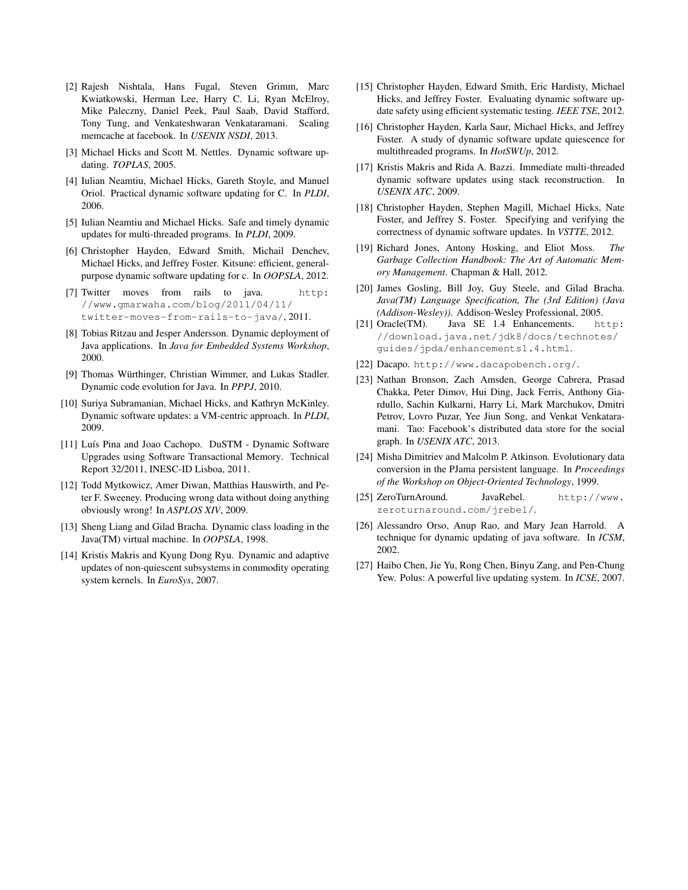[2] Rajesh Nishtala, Hans Fugal, Steven Grimm, Marc Kwiatkowski, Herman Lee, Harry C. Li, Ryan McElroy, Mike Paleczny, Daniel Peek, Paul Saab, David Stafford, Tony Tung, and Venkateshwaran Venkataramani. Scaling memcache at facebook. In *USENIX NSDI*, 2013.

[3] Michael Hicks and Scott M. Nettles. Dynamic software updating. *TOPLAS*, 2005.

[4] Iulian Neamtiu, Michael Hicks, Gareth Stoyle, and Manuel Oriol. Practical dynamic software updating for C. In *PLDI*, 2006.

[5] Iulian Neamtiu and Michael Hicks. Safe and timely dynamic updates for multi-threaded programs. In *PLDI*, 2009.

[6] Christopher Hayden, Edward Smith, Michail Denchev, Michael Hicks, and Jeffrey Foster. Kitsune: efficient, general-purpose dynamic software updating for c. In *OOPSLA*, 2012.

[7] Twitter moves from rails to java. `http://www.gmarwaha.com/blog/2011/04/11/twitter-moves-from-rails-to-java/`, 2011.

[8] Tobias Ritzau and Jesper Andersson. Dynamic deployment of Java applications. In *Java for Embedded Systems Workshop*, 2000.

[9] Thomas Würthinger, Christian Wimmer, and Lukas Stadler. Dynamic code evolution for Java. In *PPPJ*, 2010.

[10] Suriya Subramanian, Michael Hicks, and Kathryn McKinley. Dynamic software updates: a VM-centric approach. In *PLDI*, 2009.

[11] Luís Pina and Joao Cachopo. DuSTM - Dynamic Software Upgrades using Software Transactional Memory. Technical Report 32/2011, INESC-ID Lisboa, 2011.

[12] Todd Mytkowicz, Amer Diwan, Matthias Hauswirth, and Peter F. Sweeney. Producing wrong data without doing anything obviously wrong! In *ASPLOS XIV*, 2009.

[13] Sheng Liang and Gilad Bracha. Dynamic class loading in the Java(TM) virtual machine. In *OOPSLA*, 1998.

[14] Kristis Makris and Kyung Dong Ryu. Dynamic and adaptive updates of non-quiescent subsystems in commodity operating system kernels. In *EuroSys*, 2007.

[15] Christopher Hayden, Edward Smith, Eric Hardisty, Michael Hicks, and Jeffrey Foster. Evaluating dynamic software update safety using efficient systematic testing. *IEEE TSE*, 2012.

[16] Christopher Hayden, Karla Saur, Michael Hicks, and Jeffrey Foster. A study of dynamic software update quiescence for multithreaded programs. In *HotSWUp*, 2012.

[17] Kristis Makris and Rida A. Bazzi. Immediate multi-threaded dynamic software updates using stack reconstruction. In *USENIX ATC*, 2009.

[18] Christopher Hayden, Stephen Magill, Michael Hicks, Nate Foster, and Jeffrey S. Foster. Specifying and verifying the correctness of dynamic software updates. In *VSTTE*, 2012.

[19] Richard Jones, Antony Hosking, and Eliot Moss. *The Garbage Collection Handbook: The Art of Automatic Memory Management*. Chapman & Hall, 2012.

[20] James Gosling, Bill Joy, Guy Steele, and Gilad Bracha. *Java(TM) Language Specification, The (3rd Edition) (Java (Addison-Wesley))*. Addison-Wesley Professional, 2005.

[21] Oracle(TM). Java SE 1.4 Enhancements. `http://download.java.net/jdk8/docs/technotes/guides/jpda/enhancements1.4.html`.

[22] Dacapo. `http://www.dacapobench.org/`.

[23] Nathan Bronson, Zach Amsden, George Cabrera, Prasad Chakka, Peter Dimov, Hui Ding, Jack Ferris, Anthony Giardullo, Sachin Kulkarni, Harry Li, Mark Marchukov, Dmitri Petrov, Lovro Puzar, Yee Jiun Song, and Venkat Venkataramani. Tao: Facebook's distributed data store for the social graph. In *USENIX ATC*, 2013.

[24] Misha Dimitriev and Malcolm P. Atkinson. Evolutionary data conversion in the PJama persistent language. In *Proceedings of the Workshop on Object-Oriented Technology*, 1999.

[25] ZeroTurnAround. JavaRebel. `http://www.zeroturnaround.com/jrebel/`.

[26] Alessandro Orso, Anup Rao, and Mary Jean Harrold. A technique for dynamic updating of java software. In *ICSM*, 2002.

[27] Haibo Chen, Jie Yu, Rong Chen, Binyu Zang, and Pen-Chung Yew. Polus: A powerful live updating system. In *ICSE*, 2007.